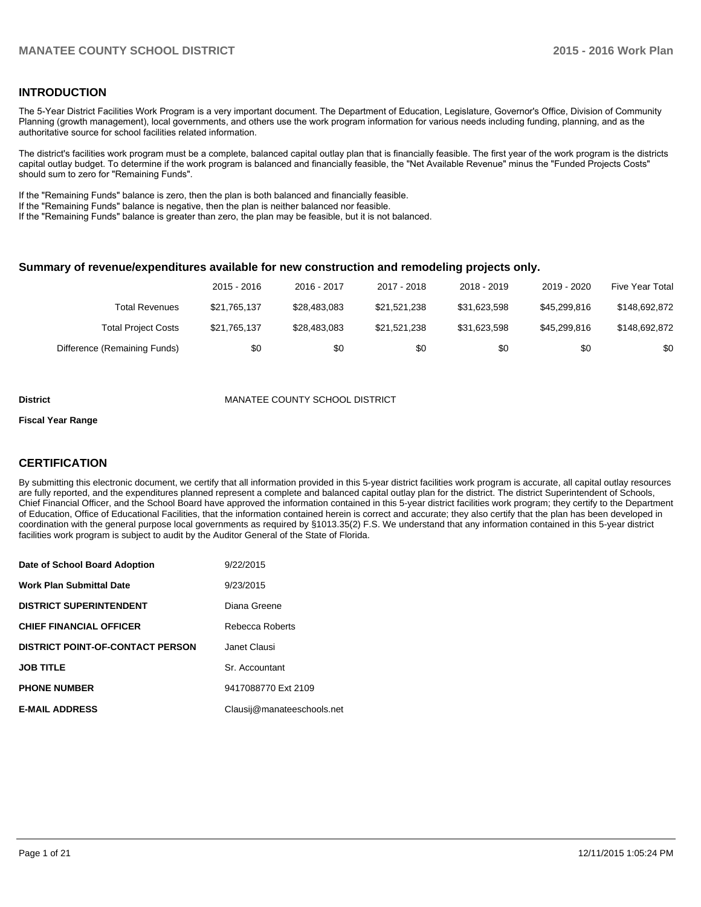## INTRODUCTION

The 5-Year District Facilities Work Program is a very important document. The Department of Education, Legislature, Governor's Office, Division of Community Planning (growth management), local governments, and others use the work program information for various needs including funding, planning, and as the authoritative source for school facilities related information.

The district's facilities work program must be a complete, balanced capital outlay plan that is financially feasible. The first year of the work program is the districts capital outlay budget. To determine if the work program is balanced and financially feasible, the "Net Available Revenue" minus the "Funded Projects Costs" should sum to zero for "Remaining Funds".

If the "Remaining Funds" balance is zero, then the plan is both balanced and financially feasible.
If the "Remaining Funds" balance is negative, then the plan is neither balanced nor feasible.
If the "Remaining Funds" balance is greater than zero, the plan may be feasible, but it is not balanced.

### Summary of revenue/expenditures available for new construction and remodeling projects only.

| | 2015 - 2016 | 2016 - 2017 | 2017 - 2018 | 2018 - 2019 | 2019 - 2020 | Five Year Total |
|---|---|---|---|---|---|---|
| Total Revenues | $21,765,137 | $28,483,083 | $21,521,238 | $31,623,598 | $45,299,816 | $148,692,872 |
| Total Project Costs | $21,765,137 | $28,483,083 | $21,521,238 | $31,623,598 | $45,299,816 | $148,692,872 |
| Difference (Remaining Funds) | $0 | $0 | $0 | $0 | $0 | $0 |

**District** MANATEE COUNTY SCHOOL DISTRICT

**Fiscal Year Range**

## CERTIFICATION

By submitting this electronic document, we certify that all information provided in this 5-year district facilities work program is accurate, all capital outlay resources are fully reported, and the expenditures planned represent a complete and balanced capital outlay plan for the district. The district Superintendent of Schools, Chief Financial Officer, and the School Board have approved the information contained in this 5-year district facilities work program; they certify to the Department of Education, Office of Educational Facilities, that the information contained herein is correct and accurate; they also certify that the plan has been developed in coordination with the general purpose local governments as required by §1013.35(2) F.S. We understand that any information contained in this 5-year district facilities work program is subject to audit by the Auditor General of the State of Florida.

| | |
|---|---|
| **Date of School Board Adoption** | 9/22/2015 |
| **Work Plan Submittal Date** | 9/23/2015 |
| **DISTRICT SUPERINTENDENT** | Diana Greene |
| **CHIEF FINANCIAL OFFICER** | Rebecca Roberts |
| **DISTRICT POINT-OF-CONTACT PERSON** | Janet Clausi |
| **JOB TITLE** | Sr. Accountant |
| **PHONE NUMBER** | 9417088770 Ext 2109 |
| **E-MAIL ADDRESS** | Clausij@manateeschools.net |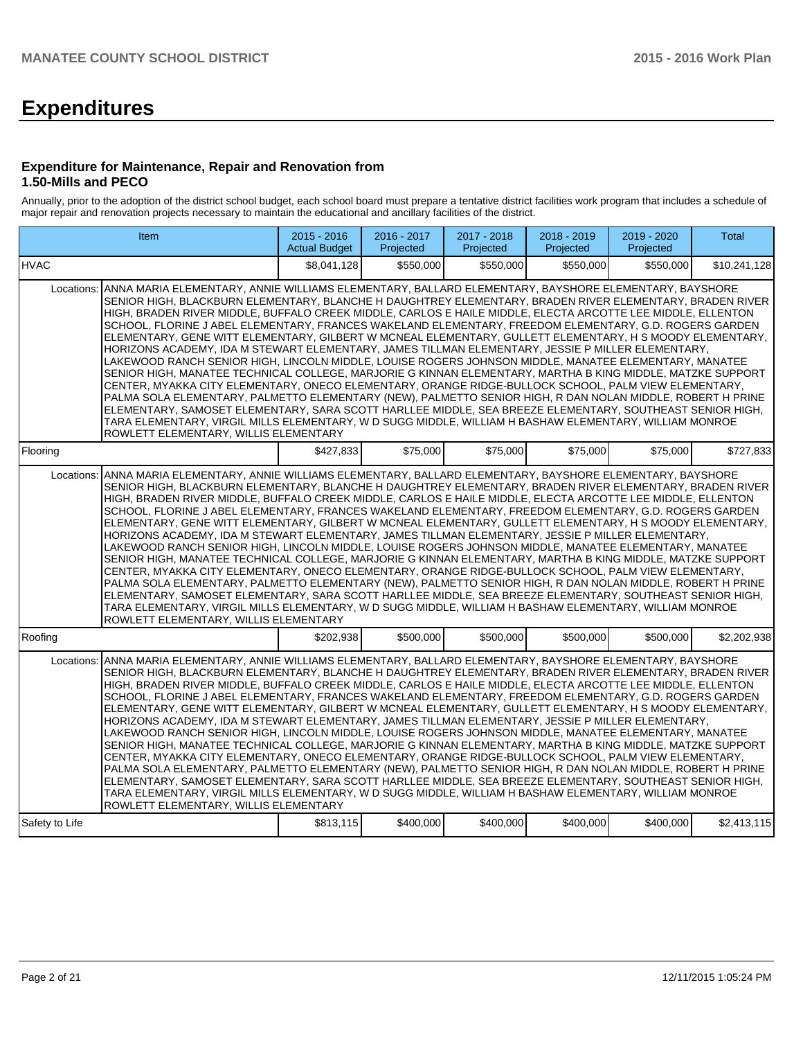# Expenditures

### Expenditure for Maintenance, Repair and Renovation from 1.50-Mills and PECO

Annually, prior to the adoption of the district school budget, each school board must prepare a tentative district facilities work program that includes a schedule of major repair and renovation projects necessary to maintain the educational and ancillary facilities of the district.

| Item | | 2015 - 2016 Actual Budget | 2016 - 2017 Projected | 2017 - 2018 Projected | 2018 - 2019 Projected | 2019 - 2020 Projected | Total |
|---|---|---|---|---|---|---|---|
| HVAC | | $8,041,128 | $550,000 | $550,000 | $550,000 | $550,000 | $10,241,128 |
| Locations: | ANNA MARIA ELEMENTARY, ANNIE WILLIAMS ELEMENTARY, BALLARD ELEMENTARY, BAYSHORE ELEMENTARY, BAYSHORE SENIOR HIGH, BLACKBURN ELEMENTARY, BLANCHE H DAUGHTREY ELEMENTARY, BRADEN RIVER ELEMENTARY, BRADEN RIVER HIGH, BRADEN RIVER MIDDLE, BUFFALO CREEK MIDDLE, CARLOS E HAILE MIDDLE, ELECTA ARCOTTE LEE MIDDLE, ELLENTON SCHOOL, FLORINE J ABEL ELEMENTARY, FRANCES WAKELAND ELEMENTARY, FREEDOM ELEMENTARY, G.D. ROGERS GARDEN ELEMENTARY, GENE WITT ELEMENTARY, GILBERT W MCNEAL ELEMENTARY, GULLETT ELEMENTARY, H S MOODY ELEMENTARY, HORIZONS ACADEMY, IDA M STEWART ELEMENTARY, JAMES TILLMAN ELEMENTARY, JESSIE P MILLER ELEMENTARY, LAKEWOOD RANCH SENIOR HIGH, LINCOLN MIDDLE, LOUISE ROGERS JOHNSON MIDDLE, MANATEE ELEMENTARY, MANATEE SENIOR HIGH, MANATEE TECHNICAL COLLEGE, MARJORIE G KINNAN ELEMENTARY, MARTHA B KING MIDDLE, MATZKE SUPPORT CENTER, MYAKKA CITY ELEMENTARY, ONECO ELEMENTARY, ORANGE RIDGE-BULLOCK SCHOOL, PALM VIEW ELEMENTARY, PALMA SOLA ELEMENTARY, PALMETTO ELEMENTARY (NEW), PALMETTO SENIOR HIGH, R DAN NOLAN MIDDLE, ROBERT H PRINE ELEMENTARY, SAMOSET ELEMENTARY, SARA SCOTT HARLLEE MIDDLE, SEA BREEZE ELEMENTARY, SOUTHEAST SENIOR HIGH, TARA ELEMENTARY, VIRGIL MILLS ELEMENTARY, W D SUGG MIDDLE, WILLIAM H BASHAW ELEMENTARY, WILLIAM MONROE ROWLETT ELEMENTARY, WILLIS ELEMENTARY | | | | | | |
| Flooring | | $427,833 | $75,000 | $75,000 | $75,000 | $75,000 | $727,833 |
| Locations: | ANNA MARIA ELEMENTARY, ANNIE WILLIAMS ELEMENTARY, BALLARD ELEMENTARY, BAYSHORE ELEMENTARY, BAYSHORE SENIOR HIGH, BLACKBURN ELEMENTARY, BLANCHE H DAUGHTREY ELEMENTARY, BRADEN RIVER ELEMENTARY, BRADEN RIVER HIGH, BRADEN RIVER MIDDLE, BUFFALO CREEK MIDDLE, CARLOS E HAILE MIDDLE, ELECTA ARCOTTE LEE MIDDLE, ELLENTON SCHOOL, FLORINE J ABEL ELEMENTARY, FRANCES WAKELAND ELEMENTARY, FREEDOM ELEMENTARY, G.D. ROGERS GARDEN ELEMENTARY, GENE WITT ELEMENTARY, GILBERT W MCNEAL ELEMENTARY, GULLETT ELEMENTARY, H S MOODY ELEMENTARY, HORIZONS ACADEMY, IDA M STEWART ELEMENTARY, JAMES TILLMAN ELEMENTARY, JESSIE P MILLER ELEMENTARY, LAKEWOOD RANCH SENIOR HIGH, LINCOLN MIDDLE, LOUISE ROGERS JOHNSON MIDDLE, MANATEE ELEMENTARY, MANATEE SENIOR HIGH, MANATEE TECHNICAL COLLEGE, MARJORIE G KINNAN ELEMENTARY, MARTHA B KING MIDDLE, MATZKE SUPPORT CENTER, MYAKKA CITY ELEMENTARY, ONECO ELEMENTARY, ORANGE RIDGE-BULLOCK SCHOOL, PALM VIEW ELEMENTARY, PALMA SOLA ELEMENTARY, PALMETTO ELEMENTARY (NEW), PALMETTO SENIOR HIGH, R DAN NOLAN MIDDLE, ROBERT H PRINE ELEMENTARY, SAMOSET ELEMENTARY, SARA SCOTT HARLLEE MIDDLE, SEA BREEZE ELEMENTARY, SOUTHEAST SENIOR HIGH, TARA ELEMENTARY, VIRGIL MILLS ELEMENTARY, W D SUGG MIDDLE, WILLIAM H BASHAW ELEMENTARY, WILLIAM MONROE ROWLETT ELEMENTARY, WILLIS ELEMENTARY | | | | | | |
| Roofing | | $202,938 | $500,000 | $500,000 | $500,000 | $500,000 | $2,202,938 |
| Locations: | ANNA MARIA ELEMENTARY, ANNIE WILLIAMS ELEMENTARY, BALLARD ELEMENTARY, BAYSHORE ELEMENTARY, BAYSHORE SENIOR HIGH, BLACKBURN ELEMENTARY, BLANCHE H DAUGHTREY ELEMENTARY, BRADEN RIVER ELEMENTARY, BRADEN RIVER HIGH, BRADEN RIVER MIDDLE, BUFFALO CREEK MIDDLE, CARLOS E HAILE MIDDLE, ELECTA ARCOTTE LEE MIDDLE, ELLENTON SCHOOL, FLORINE J ABEL ELEMENTARY, FRANCES WAKELAND ELEMENTARY, FREEDOM ELEMENTARY, G.D. ROGERS GARDEN ELEMENTARY, GENE WITT ELEMENTARY, GILBERT W MCNEAL ELEMENTARY, GULLETT ELEMENTARY, H S MOODY ELEMENTARY, HORIZONS ACADEMY, IDA M STEWART ELEMENTARY, JAMES TILLMAN ELEMENTARY, JESSIE P MILLER ELEMENTARY, LAKEWOOD RANCH SENIOR HIGH, LINCOLN MIDDLE, LOUISE ROGERS JOHNSON MIDDLE, MANATEE ELEMENTARY, MANATEE SENIOR HIGH, MANATEE TECHNICAL COLLEGE, MARJORIE G KINNAN ELEMENTARY, MARTHA B KING MIDDLE, MATZKE SUPPORT CENTER, MYAKKA CITY ELEMENTARY, ONECO ELEMENTARY, ORANGE RIDGE-BULLOCK SCHOOL, PALM VIEW ELEMENTARY, PALMA SOLA ELEMENTARY, PALMETTO ELEMENTARY (NEW), PALMETTO SENIOR HIGH, R DAN NOLAN MIDDLE, ROBERT H PRINE ELEMENTARY, SAMOSET ELEMENTARY, SARA SCOTT HARLLEE MIDDLE, SEA BREEZE ELEMENTARY, SOUTHEAST SENIOR HIGH, TARA ELEMENTARY, VIRGIL MILLS ELEMENTARY, W D SUGG MIDDLE, WILLIAM H BASHAW ELEMENTARY, WILLIAM MONROE ROWLETT ELEMENTARY, WILLIS ELEMENTARY | | | | | | |
| Safety to Life | | $813,115 | $400,000 | $400,000 | $400,000 | $400,000 | $2,413,115 |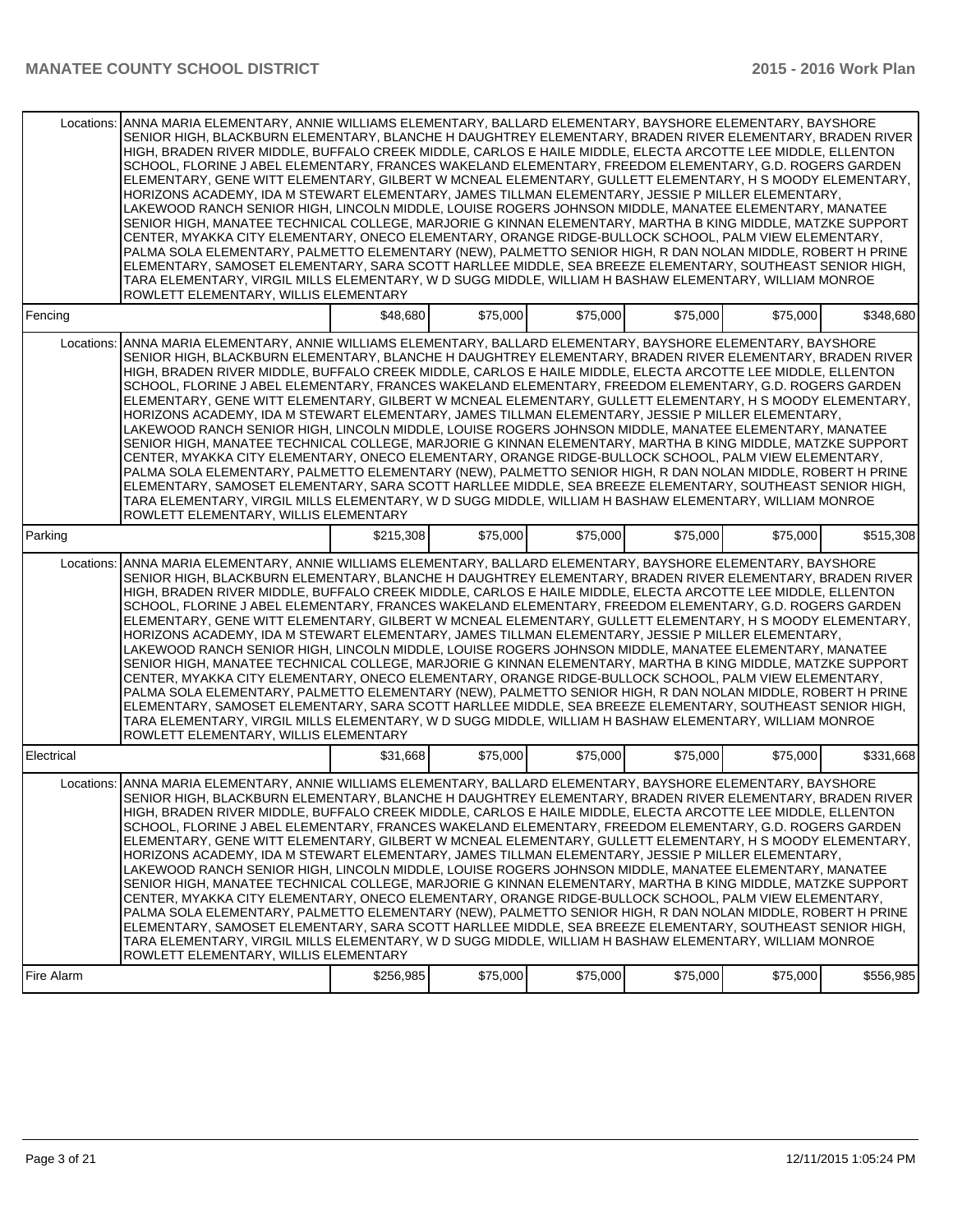| | | | | | | |
|---|---|---|---|---|---|---|
| Locations: | ANNA MARIA ELEMENTARY, ANNIE WILLIAMS ELEMENTARY, BALLARD ELEMENTARY, BAYSHORE ELEMENTARY, BAYSHORE SENIOR HIGH, BLACKBURN ELEMENTARY, BLANCHE H DAUGHTREY ELEMENTARY, BRADEN RIVER ELEMENTARY, BRADEN RIVER HIGH, BRADEN RIVER MIDDLE, BUFFALO CREEK MIDDLE, CARLOS E HAILE MIDDLE, ELECTA ARCOTTE LEE MIDDLE, ELLENTON SCHOOL, FLORINE J ABEL ELEMENTARY, FRANCES WAKELAND ELEMENTARY, FREEDOM ELEMENTARY, G.D. ROGERS GARDEN ELEMENTARY, GENE WITT ELEMENTARY, GILBERT W MCNEAL ELEMENTARY, GULLETT ELEMENTARY, H S MOODY ELEMENTARY, HORIZONS ACADEMY, IDA M STEWART ELEMENTARY, JAMES TILLMAN ELEMENTARY, JESSIE P MILLER ELEMENTARY, LAKEWOOD RANCH SENIOR HIGH, LINCOLN MIDDLE, LOUISE ROGERS JOHNSON MIDDLE, MANATEE ELEMENTARY, MANATEE SENIOR HIGH, MANATEE TECHNICAL COLLEGE, MARJORIE G KINNAN ELEMENTARY, MARTHA B KING MIDDLE, MATZKE SUPPORT CENTER, MYAKKA CITY ELEMENTARY, ONECO ELEMENTARY, ORANGE RIDGE-BULLOCK SCHOOL, PALM VIEW ELEMENTARY, PALMA SOLA ELEMENTARY, PALMETTO ELEMENTARY (NEW), PALMETTO SENIOR HIGH, R DAN NOLAN MIDDLE, ROBERT H PRINE ELEMENTARY, SAMOSET ELEMENTARY, SARA SCOTT HARLLEE MIDDLE, SEA BREEZE ELEMENTARY, SOUTHEAST SENIOR HIGH, TARA ELEMENTARY, VIRGIL MILLS ELEMENTARY, W D SUGG MIDDLE, WILLIAM H BASHAW ELEMENTARY, WILLIAM MONROE ROWLETT ELEMENTARY, WILLIS ELEMENTARY | | | | | |
| Fencing | | $48,680 | $75,000 | $75,000 | $75,000 | $75,000 | $348,680 |
| Locations: | ANNA MARIA ELEMENTARY, ANNIE WILLIAMS ELEMENTARY, BALLARD ELEMENTARY, BAYSHORE ELEMENTARY, BAYSHORE SENIOR HIGH, BLACKBURN ELEMENTARY, BLANCHE H DAUGHTREY ELEMENTARY, BRADEN RIVER ELEMENTARY, BRADEN RIVER HIGH, BRADEN RIVER MIDDLE, BUFFALO CREEK MIDDLE, CARLOS E HAILE MIDDLE, ELECTA ARCOTTE LEE MIDDLE, ELLENTON SCHOOL, FLORINE J ABEL ELEMENTARY, FRANCES WAKELAND ELEMENTARY, FREEDOM ELEMENTARY, G.D. ROGERS GARDEN ELEMENTARY, GENE WITT ELEMENTARY, GILBERT W MCNEAL ELEMENTARY, GULLETT ELEMENTARY, H S MOODY ELEMENTARY, HORIZONS ACADEMY, IDA M STEWART ELEMENTARY, JAMES TILLMAN ELEMENTARY, JESSIE P MILLER ELEMENTARY, LAKEWOOD RANCH SENIOR HIGH, LINCOLN MIDDLE, LOUISE ROGERS JOHNSON MIDDLE, MANATEE ELEMENTARY, MANATEE SENIOR HIGH, MANATEE TECHNICAL COLLEGE, MARJORIE G KINNAN ELEMENTARY, MARTHA B KING MIDDLE, MATZKE SUPPORT CENTER, MYAKKA CITY ELEMENTARY, ONECO ELEMENTARY, ORANGE RIDGE-BULLOCK SCHOOL, PALM VIEW ELEMENTARY, PALMA SOLA ELEMENTARY, PALMETTO ELEMENTARY (NEW), PALMETTO SENIOR HIGH, R DAN NOLAN MIDDLE, ROBERT H PRINE ELEMENTARY, SAMOSET ELEMENTARY, SARA SCOTT HARLLEE MIDDLE, SEA BREEZE ELEMENTARY, SOUTHEAST SENIOR HIGH, TARA ELEMENTARY, VIRGIL MILLS ELEMENTARY, W D SUGG MIDDLE, WILLIAM H BASHAW ELEMENTARY, WILLIAM MONROE ROWLETT ELEMENTARY, WILLIS ELEMENTARY | | | | | |
| Parking | | $215,308 | $75,000 | $75,000 | $75,000 | $75,000 | $515,308 |
| Locations: | ANNA MARIA ELEMENTARY, ANNIE WILLIAMS ELEMENTARY, BALLARD ELEMENTARY, BAYSHORE ELEMENTARY, BAYSHORE SENIOR HIGH, BLACKBURN ELEMENTARY, BLANCHE H DAUGHTREY ELEMENTARY, BRADEN RIVER ELEMENTARY, BRADEN RIVER HIGH, BRADEN RIVER MIDDLE, BUFFALO CREEK MIDDLE, CARLOS E HAILE MIDDLE, ELECTA ARCOTTE LEE MIDDLE, ELLENTON SCHOOL, FLORINE J ABEL ELEMENTARY, FRANCES WAKELAND ELEMENTARY, FREEDOM ELEMENTARY, G.D. ROGERS GARDEN ELEMENTARY, GENE WITT ELEMENTARY, GILBERT W MCNEAL ELEMENTARY, GULLETT ELEMENTARY, H S MOODY ELEMENTARY, HORIZONS ACADEMY, IDA M STEWART ELEMENTARY, JAMES TILLMAN ELEMENTARY, JESSIE P MILLER ELEMENTARY, LAKEWOOD RANCH SENIOR HIGH, LINCOLN MIDDLE, LOUISE ROGERS JOHNSON MIDDLE, MANATEE ELEMENTARY, MANATEE SENIOR HIGH, MANATEE TECHNICAL COLLEGE, MARJORIE G KINNAN ELEMENTARY, MARTHA B KING MIDDLE, MATZKE SUPPORT CENTER, MYAKKA CITY ELEMENTARY, ONECO ELEMENTARY, ORANGE RIDGE-BULLOCK SCHOOL, PALM VIEW ELEMENTARY, PALMA SOLA ELEMENTARY, PALMETTO ELEMENTARY (NEW), PALMETTO SENIOR HIGH, R DAN NOLAN MIDDLE, ROBERT H PRINE ELEMENTARY, SAMOSET ELEMENTARY, SARA SCOTT HARLLEE MIDDLE, SEA BREEZE ELEMENTARY, SOUTHEAST SENIOR HIGH, TARA ELEMENTARY, VIRGIL MILLS ELEMENTARY, W D SUGG MIDDLE, WILLIAM H BASHAW ELEMENTARY, WILLIAM MONROE ROWLETT ELEMENTARY, WILLIS ELEMENTARY | | | | | |
| Electrical | | $31,668 | $75,000 | $75,000 | $75,000 | $75,000 | $331,668 |
| Locations: | ANNA MARIA ELEMENTARY, ANNIE WILLIAMS ELEMENTARY, BALLARD ELEMENTARY, BAYSHORE ELEMENTARY, BAYSHORE SENIOR HIGH, BLACKBURN ELEMENTARY, BLANCHE H DAUGHTREY ELEMENTARY, BRADEN RIVER ELEMENTARY, BRADEN RIVER HIGH, BRADEN RIVER MIDDLE, BUFFALO CREEK MIDDLE, CARLOS E HAILE MIDDLE, ELECTA ARCOTTE LEE MIDDLE, ELLENTON SCHOOL, FLORINE J ABEL ELEMENTARY, FRANCES WAKELAND ELEMENTARY, FREEDOM ELEMENTARY, G.D. ROGERS GARDEN ELEMENTARY, GENE WITT ELEMENTARY, GILBERT W MCNEAL ELEMENTARY, GULLETT ELEMENTARY, H S MOODY ELEMENTARY, HORIZONS ACADEMY, IDA M STEWART ELEMENTARY, JAMES TILLMAN ELEMENTARY, JESSIE P MILLER ELEMENTARY, LAKEWOOD RANCH SENIOR HIGH, LINCOLN MIDDLE, LOUISE ROGERS JOHNSON MIDDLE, MANATEE ELEMENTARY, MANATEE SENIOR HIGH, MANATEE TECHNICAL COLLEGE, MARJORIE G KINNAN ELEMENTARY, MARTHA B KING MIDDLE, MATZKE SUPPORT CENTER, MYAKKA CITY ELEMENTARY, ONECO ELEMENTARY, ORANGE RIDGE-BULLOCK SCHOOL, PALM VIEW ELEMENTARY, PALMA SOLA ELEMENTARY, PALMETTO ELEMENTARY (NEW), PALMETTO SENIOR HIGH, R DAN NOLAN MIDDLE, ROBERT H PRINE ELEMENTARY, SAMOSET ELEMENTARY, SARA SCOTT HARLLEE MIDDLE, SEA BREEZE ELEMENTARY, SOUTHEAST SENIOR HIGH, TARA ELEMENTARY, VIRGIL MILLS ELEMENTARY, W D SUGG MIDDLE, WILLIAM H BASHAW ELEMENTARY, WILLIAM MONROE ROWLETT ELEMENTARY, WILLIS ELEMENTARY | | | | | |
| Fire Alarm | | $256,985 | $75,000 | $75,000 | $75,000 | $75,000 | $556,985 |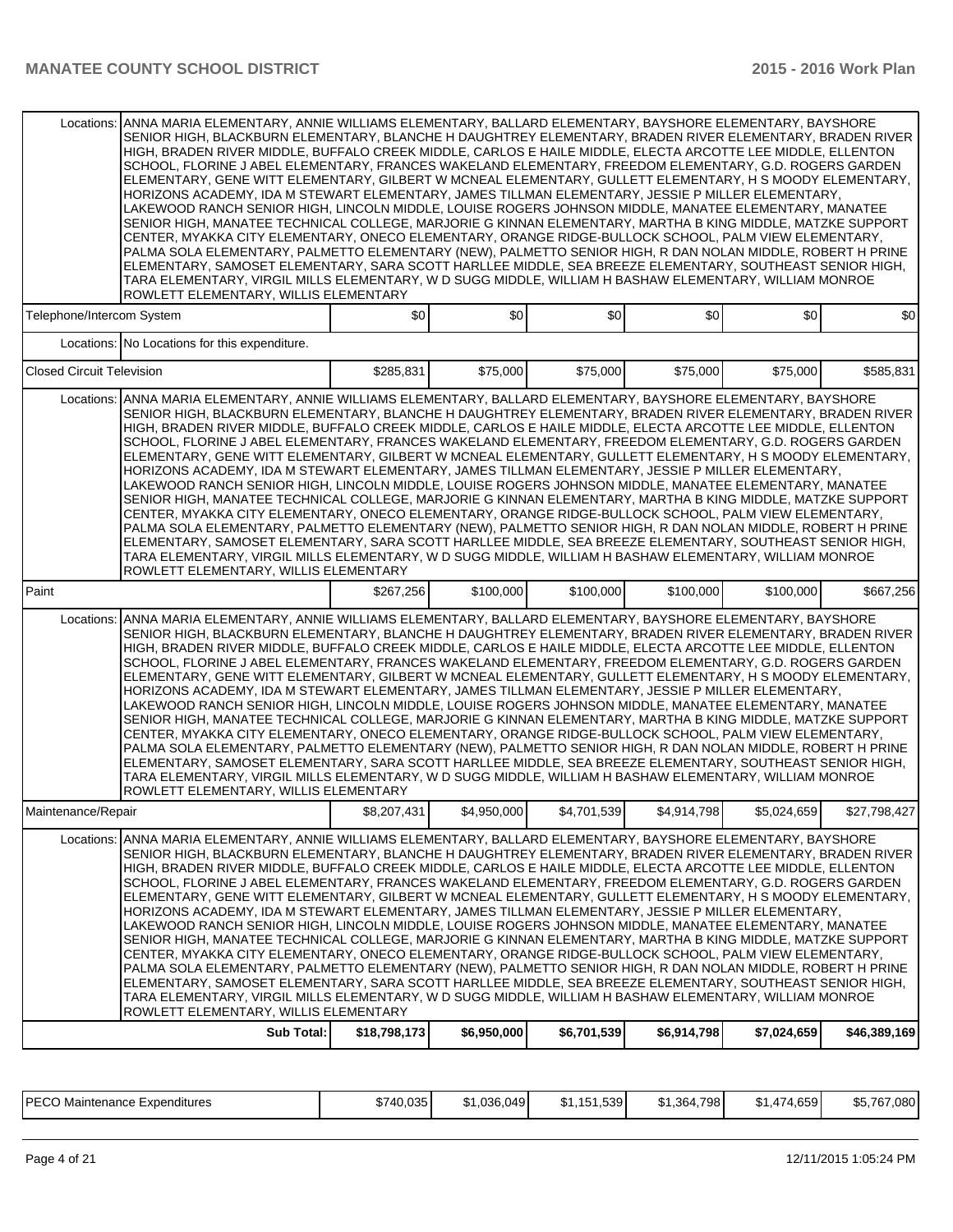| | | | | | | |
|---|---|---|---|---|---|---|
| Locations: ANNA MARIA ELEMENTARY, ANNIE WILLIAMS ELEMENTARY, BALLARD ELEMENTARY, BAYSHORE ELEMENTARY, BAYSHORE SENIOR HIGH, BLACKBURN ELEMENTARY, BLANCHE H DAUGHTREY ELEMENTARY, BRADEN RIVER ELEMENTARY, BRADEN RIVER HIGH, BRADEN RIVER MIDDLE, BUFFALO CREEK MIDDLE, CARLOS E HAILE MIDDLE, ELECTA ARCOTTE LEE MIDDLE, ELLENTON SCHOOL, FLORINE J ABEL ELEMENTARY, FRANCES WAKELAND ELEMENTARY, FREEDOM ELEMENTARY, G.D. ROGERS GARDEN ELEMENTARY, GENE WITT ELEMENTARY, GILBERT W MCNEAL ELEMENTARY, GULLETT ELEMENTARY, H S MOODY ELEMENTARY, HORIZONS ACADEMY, IDA M STEWART ELEMENTARY, JAMES TILLMAN ELEMENTARY, JESSIE P MILLER ELEMENTARY, LAKEWOOD RANCH SENIOR HIGH, LINCOLN MIDDLE, LOUISE ROGERS JOHNSON MIDDLE, MANATEE ELEMENTARY, MANATEE SENIOR HIGH, MANATEE TECHNICAL COLLEGE, MARJORIE G KINNAN ELEMENTARY, MARTHA B KING MIDDLE, MATZKE SUPPORT CENTER, MYAKKA CITY ELEMENTARY, ONECO ELEMENTARY, ORANGE RIDGE-BULLOCK SCHOOL, PALM VIEW ELEMENTARY, PALMA SOLA ELEMENTARY, PALMETTO ELEMENTARY (NEW), PALMETTO SENIOR HIGH, R DAN NOLAN MIDDLE, ROBERT H PRINE ELEMENTARY, SAMOSET ELEMENTARY, SARA SCOTT HARLLEE MIDDLE, SEA BREEZE ELEMENTARY, SOUTHEAST SENIOR HIGH, TARA ELEMENTARY, VIRGIL MILLS ELEMENTARY, W D SUGG MIDDLE, WILLIAM H BASHAW ELEMENTARY, WILLIAM MONROE ROWLETT ELEMENTARY, WILLIS ELEMENTARY | | | | | | |
| Telephone/Intercom System | $0 | $0 | $0 | $0 | $0 | $0 |
| Locations: No Locations for this expenditure. | | | | | | |
| Closed Circuit Television | $285,831 | $75,000 | $75,000 | $75,000 | $75,000 | $585,831 |
| Locations: ANNA MARIA ELEMENTARY, ANNIE WILLIAMS ELEMENTARY, BALLARD ELEMENTARY, BAYSHORE ELEMENTARY, BAYSHORE SENIOR HIGH, BLACKBURN ELEMENTARY, BLANCHE H DAUGHTREY ELEMENTARY, BRADEN RIVER ELEMENTARY, BRADEN RIVER HIGH, BRADEN RIVER MIDDLE, BUFFALO CREEK MIDDLE, CARLOS E HAILE MIDDLE, ELECTA ARCOTTE LEE MIDDLE, ELLENTON SCHOOL, FLORINE J ABEL ELEMENTARY, FRANCES WAKELAND ELEMENTARY, FREEDOM ELEMENTARY, G.D. ROGERS GARDEN ELEMENTARY, GENE WITT ELEMENTARY, GILBERT W MCNEAL ELEMENTARY, GULLETT ELEMENTARY, H S MOODY ELEMENTARY, HORIZONS ACADEMY, IDA M STEWART ELEMENTARY, JAMES TILLMAN ELEMENTARY, JESSIE P MILLER ELEMENTARY, LAKEWOOD RANCH SENIOR HIGH, LINCOLN MIDDLE, LOUISE ROGERS JOHNSON MIDDLE, MANATEE ELEMENTARY, MANATEE SENIOR HIGH, MANATEE TECHNICAL COLLEGE, MARJORIE G KINNAN ELEMENTARY, MARTHA B KING MIDDLE, MATZKE SUPPORT CENTER, MYAKKA CITY ELEMENTARY, ONECO ELEMENTARY, ORANGE RIDGE-BULLOCK SCHOOL, PALM VIEW ELEMENTARY, PALMA SOLA ELEMENTARY, PALMETTO ELEMENTARY (NEW), PALMETTO SENIOR HIGH, R DAN NOLAN MIDDLE, ROBERT H PRINE ELEMENTARY, SAMOSET ELEMENTARY, SARA SCOTT HARLLEE MIDDLE, SEA BREEZE ELEMENTARY, SOUTHEAST SENIOR HIGH, TARA ELEMENTARY, VIRGIL MILLS ELEMENTARY, W D SUGG MIDDLE, WILLIAM H BASHAW ELEMENTARY, WILLIAM MONROE ROWLETT ELEMENTARY, WILLIS ELEMENTARY | | | | | | |
| Paint | $267,256 | $100,000 | $100,000 | $100,000 | $100,000 | $667,256 |
| Locations: ANNA MARIA ELEMENTARY, ANNIE WILLIAMS ELEMENTARY, BALLARD ELEMENTARY, BAYSHORE ELEMENTARY, BAYSHORE SENIOR HIGH, BLACKBURN ELEMENTARY, BLANCHE H DAUGHTREY ELEMENTARY, BRADEN RIVER ELEMENTARY, BRADEN RIVER HIGH, BRADEN RIVER MIDDLE, BUFFALO CREEK MIDDLE, CARLOS E HAILE MIDDLE, ELECTA ARCOTTE LEE MIDDLE, ELLENTON SCHOOL, FLORINE J ABEL ELEMENTARY, FRANCES WAKELAND ELEMENTARY, FREEDOM ELEMENTARY, G.D. ROGERS GARDEN ELEMENTARY, GENE WITT ELEMENTARY, GILBERT W MCNEAL ELEMENTARY, GULLETT ELEMENTARY, H S MOODY ELEMENTARY, HORIZONS ACADEMY, IDA M STEWART ELEMENTARY, JAMES TILLMAN ELEMENTARY, JESSIE P MILLER ELEMENTARY, LAKEWOOD RANCH SENIOR HIGH, LINCOLN MIDDLE, LOUISE ROGERS JOHNSON MIDDLE, MANATEE ELEMENTARY, MANATEE SENIOR HIGH, MANATEE TECHNICAL COLLEGE, MARJORIE G KINNAN ELEMENTARY, MARTHA B KING MIDDLE, MATZKE SUPPORT CENTER, MYAKKA CITY ELEMENTARY, ONECO ELEMENTARY, ORANGE RIDGE-BULLOCK SCHOOL, PALM VIEW ELEMENTARY, PALMA SOLA ELEMENTARY, PALMETTO ELEMENTARY (NEW), PALMETTO SENIOR HIGH, R DAN NOLAN MIDDLE, ROBERT H PRINE ELEMENTARY, SAMOSET ELEMENTARY, SARA SCOTT HARLLEE MIDDLE, SEA BREEZE ELEMENTARY, SOUTHEAST SENIOR HIGH, TARA ELEMENTARY, VIRGIL MILLS ELEMENTARY, W D SUGG MIDDLE, WILLIAM H BASHAW ELEMENTARY, WILLIAM MONROE ROWLETT ELEMENTARY, WILLIS ELEMENTARY | | | | | | |
| Maintenance/Repair | $8,207,431 | $4,950,000 | $4,701,539 | $4,914,798 | $5,024,659 | $27,798,427 |
| Locations: ANNA MARIA ELEMENTARY, ANNIE WILLIAMS ELEMENTARY, BALLARD ELEMENTARY, BAYSHORE ELEMENTARY, BAYSHORE SENIOR HIGH, BLACKBURN ELEMENTARY, BLANCHE H DAUGHTREY ELEMENTARY, BRADEN RIVER ELEMENTARY, BRADEN RIVER HIGH, BRADEN RIVER MIDDLE, BUFFALO CREEK MIDDLE, CARLOS E HAILE MIDDLE, ELECTA ARCOTTE LEE MIDDLE, ELLENTON SCHOOL, FLORINE J ABEL ELEMENTARY, FRANCES WAKELAND ELEMENTARY, FREEDOM ELEMENTARY, G.D. ROGERS GARDEN ELEMENTARY, GENE WITT ELEMENTARY, GILBERT W MCNEAL ELEMENTARY, GULLETT ELEMENTARY, H S MOODY ELEMENTARY, HORIZONS ACADEMY, IDA M STEWART ELEMENTARY, JAMES TILLMAN ELEMENTARY, JESSIE P MILLER ELEMENTARY, LAKEWOOD RANCH SENIOR HIGH, LINCOLN MIDDLE, LOUISE ROGERS JOHNSON MIDDLE, MANATEE ELEMENTARY, MANATEE SENIOR HIGH, MANATEE TECHNICAL COLLEGE, MARJORIE G KINNAN ELEMENTARY, MARTHA B KING MIDDLE, MATZKE SUPPORT CENTER, MYAKKA CITY ELEMENTARY, ONECO ELEMENTARY, ORANGE RIDGE-BULLOCK SCHOOL, PALM VIEW ELEMENTARY, PALMA SOLA ELEMENTARY, PALMETTO ELEMENTARY (NEW), PALMETTO SENIOR HIGH, R DAN NOLAN MIDDLE, ROBERT H PRINE ELEMENTARY, SAMOSET ELEMENTARY, SARA SCOTT HARLLEE MIDDLE, SEA BREEZE ELEMENTARY, SOUTHEAST SENIOR HIGH, TARA ELEMENTARY, VIRGIL MILLS ELEMENTARY, W D SUGG MIDDLE, WILLIAM H BASHAW ELEMENTARY, WILLIAM MONROE ROWLETT ELEMENTARY, WILLIS ELEMENTARY | | | | | | |
| **Sub Total:** | **$18,798,173** | **$6,950,000** | **$6,701,539** | **$6,914,798** | **$7,024,659** | **$46,389,169** |

| | | | | | | |
|---|---|---|---|---|---|---|
| PECO Maintenance Expenditures | $740,035 | $1,036,049 | $1,151,539 | $1,364,798 | $1,474,659 | $5,767,080 |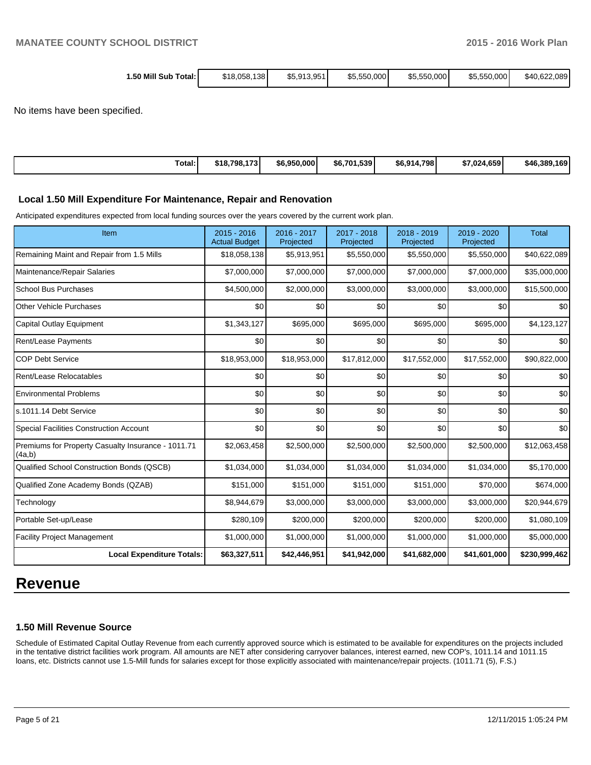| 1.50 Mill Sub Total: | $18,058,138 | $5,913,951 | $5,550,000 | $5,550,000 | $5,550,000 | $40,622,089 |
|---|---|---|---|---|---|---|

No items have been specified.

| Total: | $18,798,173 | $6,950,000 | $6,701,539 | $6,914,798 | $7,024,659 | $46,389,169 |
|---|---|---|---|---|---|---|

### Local 1.50 Mill Expenditure For Maintenance, Repair and Renovation

Anticipated expenditures expected from local funding sources over the years covered by the current work plan.

| Item | 2015 - 2016 Actual Budget | 2016 - 2017 Projected | 2017 - 2018 Projected | 2018 - 2019 Projected | 2019 - 2020 Projected | Total |
|---|---|---|---|---|---|---|
| Remaining Maint and Repair from 1.5 Mills | $18,058,138 | $5,913,951 | $5,550,000 | $5,550,000 | $5,550,000 | $40,622,089 |
| Maintenance/Repair Salaries | $7,000,000 | $7,000,000 | $7,000,000 | $7,000,000 | $7,000,000 | $35,000,000 |
| School Bus Purchases | $4,500,000 | $2,000,000 | $3,000,000 | $3,000,000 | $3,000,000 | $15,500,000 |
| Other Vehicle Purchases | $0 | $0 | $0 | $0 | $0 | $0 |
| Capital Outlay Equipment | $1,343,127 | $695,000 | $695,000 | $695,000 | $695,000 | $4,123,127 |
| Rent/Lease Payments | $0 | $0 | $0 | $0 | $0 | $0 |
| COP Debt Service | $18,953,000 | $18,953,000 | $17,812,000 | $17,552,000 | $17,552,000 | $90,822,000 |
| Rent/Lease Relocatables | $0 | $0 | $0 | $0 | $0 | $0 |
| Environmental Problems | $0 | $0 | $0 | $0 | $0 | $0 |
| s.1011.14 Debt Service | $0 | $0 | $0 | $0 | $0 | $0 |
| Special Facilities Construction Account | $0 | $0 | $0 | $0 | $0 | $0 |
| Premiums for Property Casualty Insurance - 1011.71 (4a,b) | $2,063,458 | $2,500,000 | $2,500,000 | $2,500,000 | $2,500,000 | $12,063,458 |
| Qualified School Construction Bonds (QSCB) | $1,034,000 | $1,034,000 | $1,034,000 | $1,034,000 | $1,034,000 | $5,170,000 |
| Qualified Zone Academy Bonds (QZAB) | $151,000 | $151,000 | $151,000 | $151,000 | $70,000 | $674,000 |
| Technology | $8,944,679 | $3,000,000 | $3,000,000 | $3,000,000 | $3,000,000 | $20,944,679 |
| Portable Set-up/Lease | $280,109 | $200,000 | $200,000 | $200,000 | $200,000 | $1,080,109 |
| Facility Project Management | $1,000,000 | $1,000,000 | $1,000,000 | $1,000,000 | $1,000,000 | $5,000,000 |
| **Local Expenditure Totals:** | **$63,327,511** | **$42,446,951** | **$41,942,000** | **$41,682,000** | **$41,601,000** | **$230,999,462** |

# Revenue

### 1.50 Mill Revenue Source

Schedule of Estimated Capital Outlay Revenue from each currently approved source which is estimated to be available for expenditures on the projects included in the tentative district facilities work program. All amounts are NET after considering carryover balances, interest earned, new COP's, 1011.14 and 1011.15 loans, etc. Districts cannot use 1.5-Mill funds for salaries except for those explicitly associated with maintenance/repair projects. (1011.71 (5), F.S.)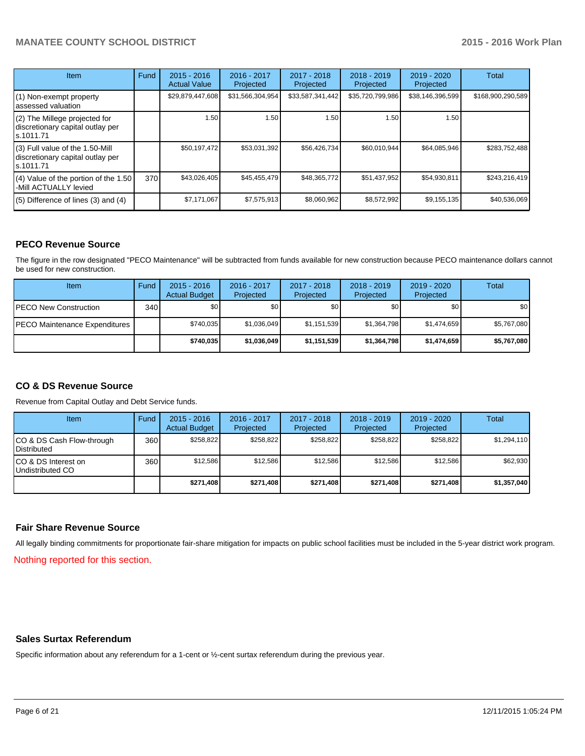| Item | Fund | 2015 - 2016 Actual Value | 2016 - 2017 Projected | 2017 - 2018 Projected | 2018 - 2019 Projected | 2019 - 2020 Projected | Total |
|---|---|---|---|---|---|---|---|
| (1) Non-exempt property assessed valuation | | $29,879,447,608 | $31,566,304,954 | $33,587,341,442 | $35,720,799,986 | $38,146,396,599 | $168,900,290,589 |
| (2) The Millege projected for discretionary capital outlay per s.1011.71 | | 1.50 | 1.50 | 1.50 | 1.50 | 1.50 | |
| (3) Full value of the 1.50-Mill discretionary capital outlay per s.1011.71 | | $50,197,472 | $53,031,392 | $56,426,734 | $60,010,944 | $64,085,946 | $283,752,488 |
| (4) Value of the portion of the 1.50 -Mill ACTUALLY levied | 370 | $43,026,405 | $45,455,479 | $48,365,772 | $51,437,952 | $54,930,811 | $243,216,419 |
| (5) Difference of lines (3) and (4) | | $7,171,067 | $7,575,913 | $8,060,962 | $8,572,992 | $9,155,135 | $40,536,069 |

## PECO Revenue Source

The figure in the row designated "PECO Maintenance" will be subtracted from funds available for new construction because PECO maintenance dollars cannot be used for new construction.

| Item | Fund | 2015 - 2016 Actual Budget | 2016 - 2017 Projected | 2017 - 2018 Projected | 2018 - 2019 Projected | 2019 - 2020 Projected | Total |
|---|---|---|---|---|---|---|---|
| PECO New Construction | 340 | $0 | $0 | $0 | $0 | $0 | $0 |
| PECO Maintenance Expenditures | | $740,035 | $1,036,049 | $1,151,539 | $1,364,798 | $1,474,659 | $5,767,080 |
| | | **$740,035** | **$1,036,049** | **$1,151,539** | **$1,364,798** | **$1,474,659** | **$5,767,080** |

## CO & DS Revenue Source

Revenue from Capital Outlay and Debt Service funds.

| Item | Fund | 2015 - 2016 Actual Budget | 2016 - 2017 Projected | 2017 - 2018 Projected | 2018 - 2019 Projected | 2019 - 2020 Projected | Total |
|---|---|---|---|---|---|---|---|
| CO & DS Cash Flow-through Distributed | 360 | $258,822 | $258,822 | $258,822 | $258,822 | $258,822 | $1,294,110 |
| CO & DS Interest on Undistributed CO | 360 | $12,586 | $12,586 | $12,586 | $12,586 | $12,586 | $62,930 |
| | | **$271,408** | **$271,408** | **$271,408** | **$271,408** | **$271,408** | **$1,357,040** |

## Fair Share Revenue Source

All legally binding commitments for proportionate fair-share mitigation for impacts on public school facilities must be included in the 5-year district work program.

Nothing reported for this section.

## Sales Surtax Referendum

Specific information about any referendum for a 1-cent or ½-cent surtax referendum during the previous year.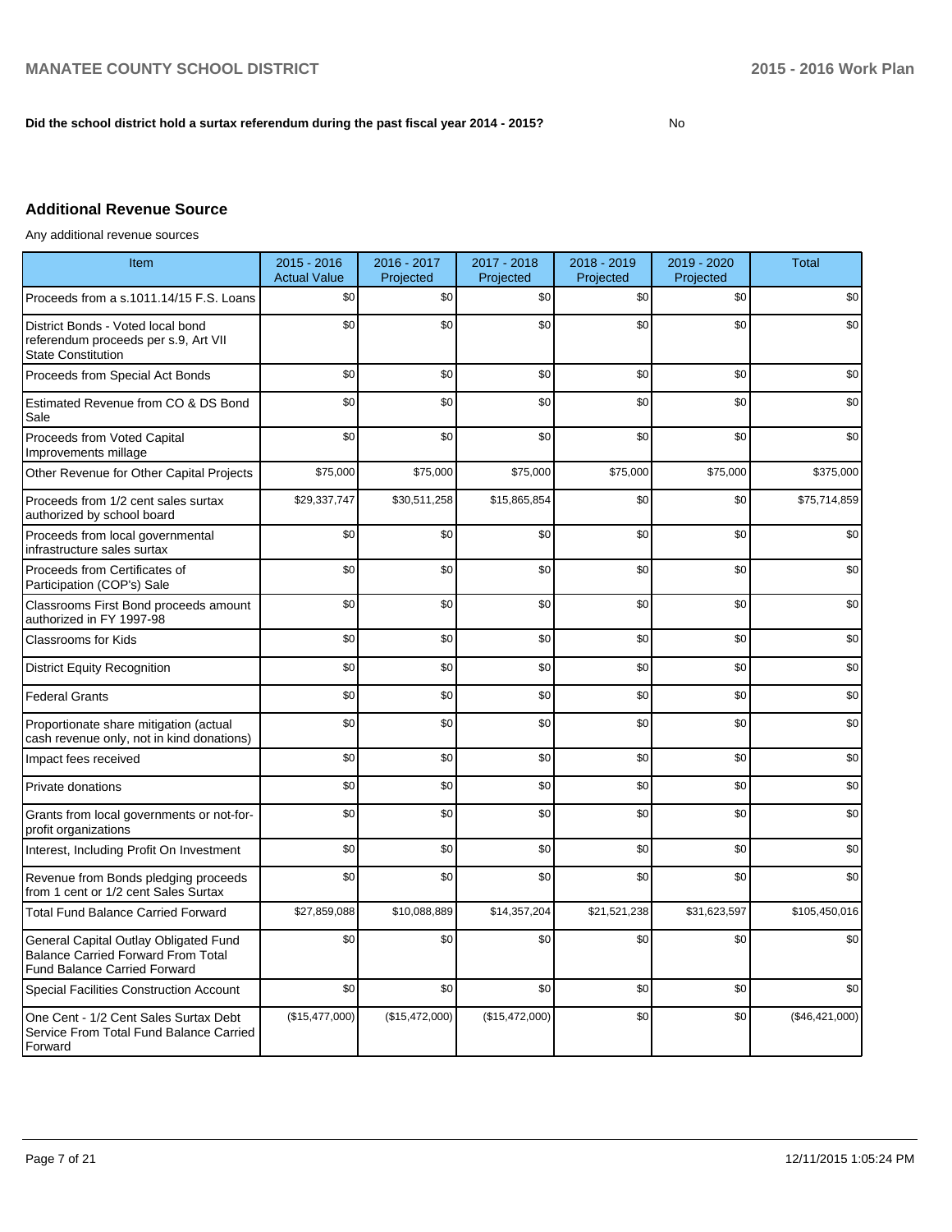**Did the school district hold a surtax referendum during the past fiscal year 2014 - 2015?** No

## Additional Revenue Source

Any additional revenue sources

| Item | 2015 - 2016 Actual Value | 2016 - 2017 Projected | 2017 - 2018 Projected | 2018 - 2019 Projected | 2019 - 2020 Projected | Total |
|---|---|---|---|---|---|---|
| Proceeds from a s.1011.14/15 F.S. Loans | $0 | $0 | $0 | $0 | $0 | $0 |
| District Bonds - Voted local bond referendum proceeds per s.9, Art VII State Constitution | $0 | $0 | $0 | $0 | $0 | $0 |
| Proceeds from Special Act Bonds | $0 | $0 | $0 | $0 | $0 | $0 |
| Estimated Revenue from CO & DS Bond Sale | $0 | $0 | $0 | $0 | $0 | $0 |
| Proceeds from Voted Capital Improvements millage | $0 | $0 | $0 | $0 | $0 | $0 |
| Other Revenue for Other Capital Projects | $75,000 | $75,000 | $75,000 | $75,000 | $75,000 | $375,000 |
| Proceeds from 1/2 cent sales surtax authorized by school board | $29,337,747 | $30,511,258 | $15,865,854 | $0 | $0 | $75,714,859 |
| Proceeds from local governmental infrastructure sales surtax | $0 | $0 | $0 | $0 | $0 | $0 |
| Proceeds from Certificates of Participation (COP's) Sale | $0 | $0 | $0 | $0 | $0 | $0 |
| Classrooms First Bond proceeds amount authorized in FY 1997-98 | $0 | $0 | $0 | $0 | $0 | $0 |
| Classrooms for Kids | $0 | $0 | $0 | $0 | $0 | $0 |
| District Equity Recognition | $0 | $0 | $0 | $0 | $0 | $0 |
| Federal Grants | $0 | $0 | $0 | $0 | $0 | $0 |
| Proportionate share mitigation (actual cash revenue only, not in kind donations) | $0 | $0 | $0 | $0 | $0 | $0 |
| Impact fees received | $0 | $0 | $0 | $0 | $0 | $0 |
| Private donations | $0 | $0 | $0 | $0 | $0 | $0 |
| Grants from local governments or not-for-profit organizations | $0 | $0 | $0 | $0 | $0 | $0 |
| Interest, Including Profit On Investment | $0 | $0 | $0 | $0 | $0 | $0 |
| Revenue from Bonds pledging proceeds from 1 cent or 1/2 cent Sales Surtax | $0 | $0 | $0 | $0 | $0 | $0 |
| Total Fund Balance Carried Forward | $27,859,088 | $10,088,889 | $14,357,204 | $21,521,238 | $31,623,597 | $105,450,016 |
| General Capital Outlay Obligated Fund Balance Carried Forward From Total Fund Balance Carried Forward | $0 | $0 | $0 | $0 | $0 | $0 |
| Special Facilities Construction Account | $0 | $0 | $0 | $0 | $0 | $0 |
| One Cent - 1/2 Cent Sales Surtax Debt Service From Total Fund Balance Carried Forward | ($15,477,000) | ($15,472,000) | ($15,472,000) | $0 | $0 | ($46,421,000) |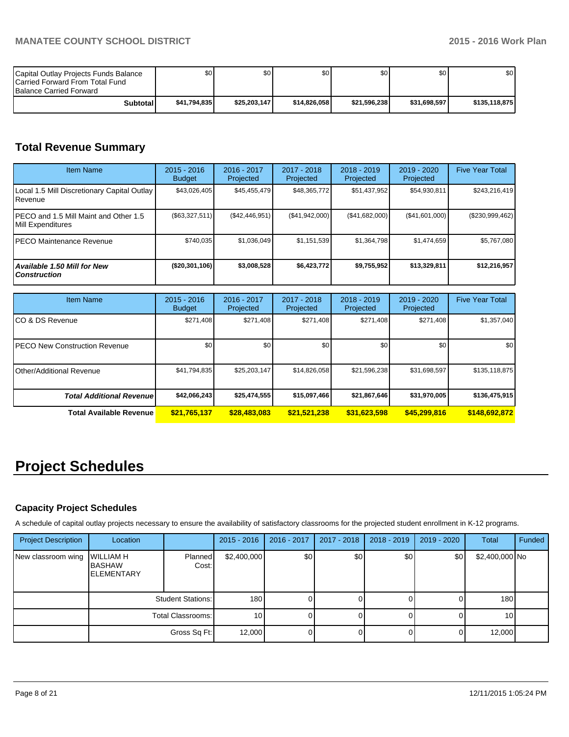| | | | | | | |
|---|---|---|---|---|---|---|
| Capital Outlay Projects Funds Balance Carried Forward From Total Fund Balance Carried Forward | $0 | $0 | $0 | $0 | $0 | $0 |
| **Subtotal** | **$41,794,835** | **$25,203,147** | **$14,826,058** | **$21,596,238** | **$31,698,597** | **$135,118,875** |

## Total Revenue Summary

| Item Name | 2015 - 2016 Budget | 2016 - 2017 Projected | 2017 - 2018 Projected | 2018 - 2019 Projected | 2019 - 2020 Projected | Five Year Total |
|---|---|---|---|---|---|---|
| Local 1.5 Mill Discretionary Capital Outlay Revenue | $43,026,405 | $45,455,479 | $48,365,772 | $51,437,952 | $54,930,811 | $243,216,419 |
| PECO and 1.5 Mill Maint and Other 1.5 Mill Expenditures | ($63,327,511) | ($42,446,951) | ($41,942,000) | ($41,682,000) | ($41,601,000) | ($230,999,462) |
| PECO Maintenance Revenue | $740,035 | $1,036,049 | $1,151,539 | $1,364,798 | $1,474,659 | $5,767,080 |
| ***Available 1.50 Mill for New Construction*** | **($20,301,106)** | **$3,008,528** | **$6,423,772** | **$9,755,952** | **$13,329,811** | **$12,216,957** |

| Item Name | 2015 - 2016 Budget | 2016 - 2017 Projected | 2017 - 2018 Projected | 2018 - 2019 Projected | 2019 - 2020 Projected | Five Year Total |
|---|---|---|---|---|---|---|
| CO & DS Revenue | $271,408 | $271,408 | $271,408 | $271,408 | $271,408 | $1,357,040 |
| PECO New Construction Revenue | $0 | $0 | $0 | $0 | $0 | $0 |
| Other/Additional Revenue | $41,794,835 | $25,203,147 | $14,826,058 | $21,596,238 | $31,698,597 | $135,118,875 |
| ***Total Additional Revenue*** | **$42,066,243** | **$25,474,555** | **$15,097,466** | **$21,867,646** | **$31,970,005** | **$136,475,915** |
| **Total Available Revenue** | **$21,765,137** | **$28,483,083** | **$21,521,238** | **$31,623,598** | **$45,299,816** | **$148,692,872** |

# Project Schedules

### Capacity Project Schedules

A schedule of capital outlay projects necessary to ensure the availability of satisfactory classrooms for the projected student enrollment in K-12 programs.

| Project Description | Location | | 2015 - 2016 | 2016 - 2017 | 2017 - 2018 | 2018 - 2019 | 2019 - 2020 | Total | Funded |
|---|---|---|---|---|---|---|---|---|---|
| New classroom wing | WILLIAM H BASHAW ELEMENTARY | Planned Cost: | $2,400,000 | $0 | $0 | $0 | $0 | $2,400,000 | No |
| | | Student Stations: | 180 | 0 | 0 | 0 | 0 | 180 | |
| | | Total Classrooms: | 10 | 0 | 0 | 0 | 0 | 10 | |
| | | Gross Sq Ft: | 12,000 | 0 | 0 | 0 | 0 | 12,000 | |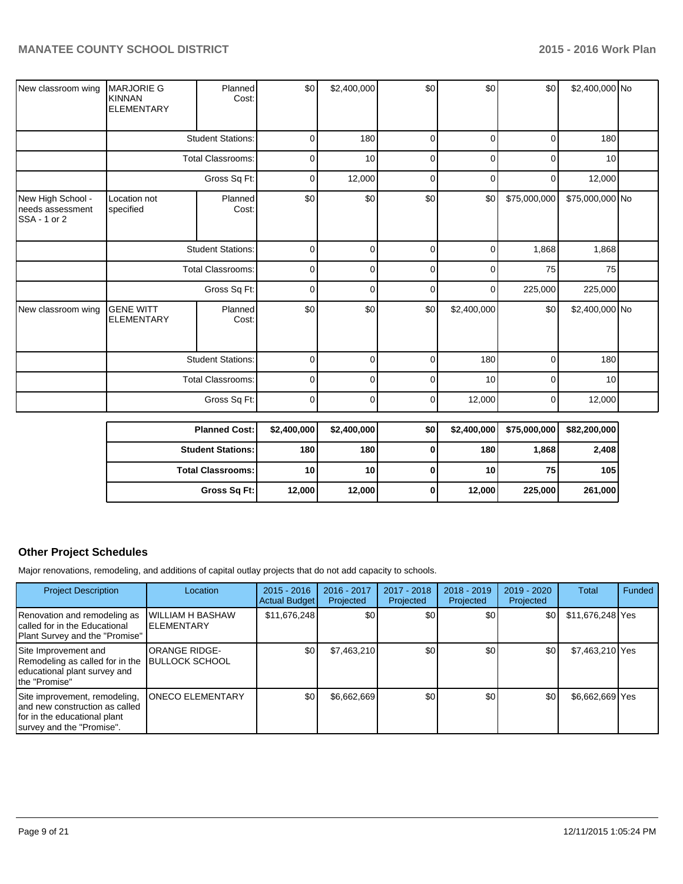| | | | | | | | | | |
|---|---|---|---|---|---|---|---|---|---|
| New classroom wing | MARJORIE G KINNAN ELEMENTARY | Planned Cost: | $0 | $2,400,000 | $0 | $0 | $0 | $2,400,000 | No |
| | | Student Stations: | 0 | 180 | 0 | 0 | 0 | 180 | |
| | | Total Classrooms: | 0 | 10 | 0 | 0 | 0 | 10 | |
| | | Gross Sq Ft: | 0 | 12,000 | 0 | 0 | 0 | 12,000 | |
| New High School - needs assessment SSA - 1 or 2 | Location not specified | Planned Cost: | $0 | $0 | $0 | $0 | $75,000,000 | $75,000,000 | No |
| | | Student Stations: | 0 | 0 | 0 | 0 | 1,868 | 1,868 | |
| | | Total Classrooms: | 0 | 0 | 0 | 0 | 75 | 75 | |
| | | Gross Sq Ft: | 0 | 0 | 0 | 0 | 225,000 | 225,000 | |
| New classroom wing | GENE WITT ELEMENTARY | Planned Cost: | $0 | $0 | $0 | $2,400,000 | $0 | $2,400,000 | No |
| | | Student Stations: | 0 | 0 | 0 | 180 | 0 | 180 | |
| | | Total Classrooms: | 0 | 0 | 0 | 10 | 0 | 10 | |
| | | Gross Sq Ft: | 0 | 0 | 0 | 12,000 | 0 | 12,000 | |

| | | | | | | |
|---|---|---|---|---|---|---|
| **Planned Cost:** | **$2,400,000** | **$2,400,000** | **$0** | **$2,400,000** | **$75,000,000** | **$82,200,000** |
| **Student Stations:** | **180** | **180** | **0** | **180** | **1,868** | **2,408** |
| **Total Classrooms:** | **10** | **10** | **0** | **10** | **75** | **105** |
| **Gross Sq Ft:** | **12,000** | **12,000** | **0** | **12,000** | **225,000** | **261,000** |

## Other Project Schedules

Major renovations, remodeling, and additions of capital outlay projects that do not add capacity to schools.

| Project Description | Location | 2015 - 2016 Actual Budget | 2016 - 2017 Projected | 2017 - 2018 Projected | 2018 - 2019 Projected | 2019 - 2020 Projected | Total | Funded |
|---|---|---|---|---|---|---|---|---|
| Renovation and remodeling as called for in the Educational Plant Survey and the "Promise" | WILLIAM H BASHAW ELEMENTARY | $11,676,248 | $0 | $0 | $0 | $0 | $11,676,248 | Yes |
| Site Improvement and Remodeling as called for in the educational plant survey and the "Promise" | ORANGE RIDGE-BULLOCK SCHOOL | $0 | $7,463,210 | $0 | $0 | $0 | $7,463,210 | Yes |
| Site improvement, remodeling, and new construction as called for in the educational plant survey and the "Promise". | ONECO ELEMENTARY | $0 | $6,662,669 | $0 | $0 | $0 | $6,662,669 | Yes |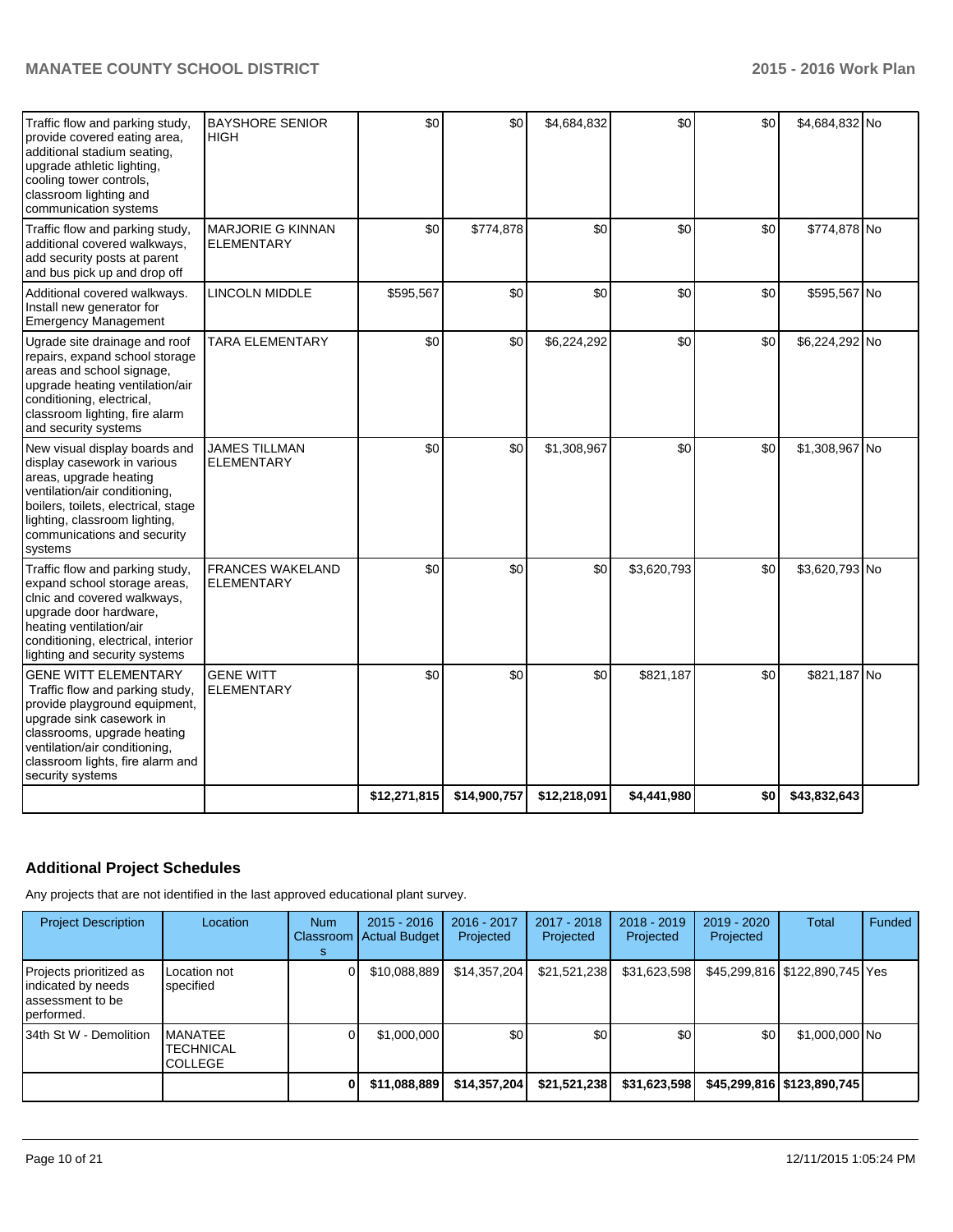| | | | | | | | | |
|---|---|---|---|---|---|---|---|---|
| Traffic flow and parking study, provide covered eating area, additional stadium seating, upgrade athletic lighting, cooling tower controls, classroom lighting and communication systems | BAYSHORE SENIOR HIGH | $0 | $0 | $4,684,832 | $0 | $0 | $4,684,832 | No |
| Traffic flow and parking study, additional covered walkways, add security posts at parent and bus pick up and drop off | MARJORIE G KINNAN ELEMENTARY | $0 | $774,878 | $0 | $0 | $0 | $774,878 | No |
| Additional covered walkways. Install new generator for Emergency Management | LINCOLN MIDDLE | $595,567 | $0 | $0 | $0 | $0 | $595,567 | No |
| Ugrade site drainage and roof repairs, expand school storage areas and school signage, upgrade heating ventilation/air conditioning, electrical, classroom lighting, fire alarm and security systems | TARA ELEMENTARY | $0 | $0 | $6,224,292 | $0 | $0 | $6,224,292 | No |
| New visual display boards and display casework in various areas, upgrade heating ventilation/air conditioning, boilers, toilets, electrical, stage lighting, classroom lighting, communications and security systems | JAMES TILLMAN ELEMENTARY | $0 | $0 | $1,308,967 | $0 | $0 | $1,308,967 | No |
| Traffic flow and parking study, expand school storage areas, clnic and covered walkways, upgrade door hardware, heating ventilation/air conditioning, electrical, interior lighting and security systems | FRANCES WAKELAND ELEMENTARY | $0 | $0 | $0 | $3,620,793 | $0 | $3,620,793 | No |
| GENE WITT ELEMENTARY Traffic flow and parking study, provide playground equipment, upgrade sink casework in classrooms, upgrade heating ventilation/air conditioning, classroom lights, fire alarm and security systems | GENE WITT ELEMENTARY | $0 | $0 | $0 | $821,187 | $0 | $821,187 | No |
| | | **$12,271,815** | **$14,900,757** | **$12,218,091** | **$4,441,980** | **$0** | **$43,832,643** | |

## Additional Project Schedules

Any projects that are not identified in the last approved educational plant survey.

| Project Description | Location | Num Classrooms | 2015 - 2016 Actual Budget | 2016 - 2017 Projected | 2017 - 2018 Projected | 2018 - 2019 Projected | 2019 - 2020 Projected | Total | Funded |
|---|---|---|---|---|---|---|---|---|---|
| Projects prioritized as indicated by needs assessment to be performed. | Location not specified | 0 | $10,088,889 | $14,357,204 | $21,521,238 | $31,623,598 | $45,299,816 | $122,890,745 | Yes |
| 34th St W - Demolition | MANATEE TECHNICAL COLLEGE | 0 | $1,000,000 | $0 | $0 | $0 | $0 | $1,000,000 | No |
| | | **0** | **$11,088,889** | **$14,357,204** | **$21,521,238** | **$31,623,598** | **$45,299,816** | **$123,890,745** | |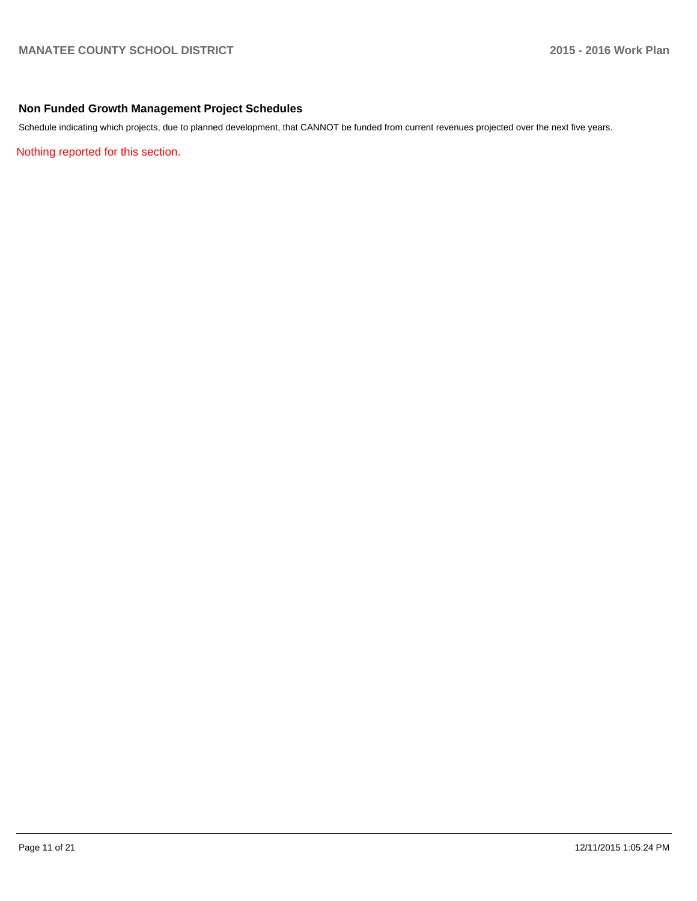## Non Funded Growth Management Project Schedules

Schedule indicating which projects, due to planned development, that CANNOT be funded from current revenues projected over the next five years.

Nothing reported for this section.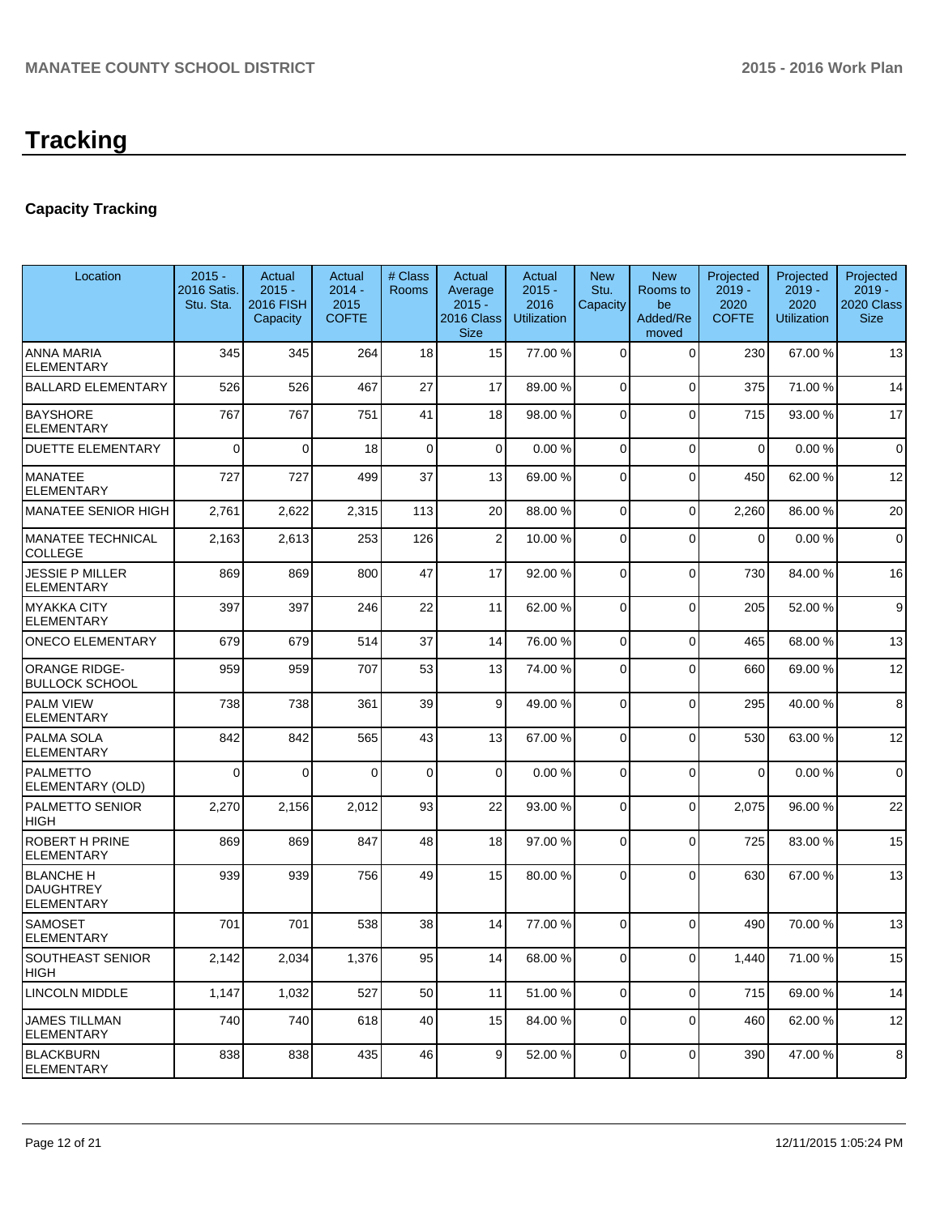# Tracking

## Capacity Tracking

| Location | 2015 - 2016 Satis. Stu. Sta. | Actual 2015 - 2016 FISH Capacity | Actual 2014 - 2015 COFTE | # Class Rooms | Actual Average 2015 - 2016 Class Size | Actual 2015 - 2016 Utilization | New Stu. Capacity | New Rooms to be Added/Removed | Projected 2019 - 2020 COFTE | Projected 2019 - 2020 Utilization | Projected 2019 - 2020 Class Size |
|---|---|---|---|---|---|---|---|---|---|---|---|
| ANNA MARIA ELEMENTARY | 345 | 345 | 264 | 18 | 15 | 77.00 % | 0 | 0 | 230 | 67.00 % | 13 |
| BALLARD ELEMENTARY | 526 | 526 | 467 | 27 | 17 | 89.00 % | 0 | 0 | 375 | 71.00 % | 14 |
| BAYSHORE ELEMENTARY | 767 | 767 | 751 | 41 | 18 | 98.00 % | 0 | 0 | 715 | 93.00 % | 17 |
| DUETTE ELEMENTARY | 0 | 0 | 18 | 0 | 0 | 0.00 % | 0 | 0 | 0 | 0.00 % | 0 |
| MANATEE ELEMENTARY | 727 | 727 | 499 | 37 | 13 | 69.00 % | 0 | 0 | 450 | 62.00 % | 12 |
| MANATEE SENIOR HIGH | 2,761 | 2,622 | 2,315 | 113 | 20 | 88.00 % | 0 | 0 | 2,260 | 86.00 % | 20 |
| MANATEE TECHNICAL COLLEGE | 2,163 | 2,613 | 253 | 126 | 2 | 10.00 % | 0 | 0 | 0 | 0.00 % | 0 |
| JESSIE P MILLER ELEMENTARY | 869 | 869 | 800 | 47 | 17 | 92.00 % | 0 | 0 | 730 | 84.00 % | 16 |
| MYAKKA CITY ELEMENTARY | 397 | 397 | 246 | 22 | 11 | 62.00 % | 0 | 0 | 205 | 52.00 % | 9 |
| ONECO ELEMENTARY | 679 | 679 | 514 | 37 | 14 | 76.00 % | 0 | 0 | 465 | 68.00 % | 13 |
| ORANGE RIDGE-BULLOCK SCHOOL | 959 | 959 | 707 | 53 | 13 | 74.00 % | 0 | 0 | 660 | 69.00 % | 12 |
| PALM VIEW ELEMENTARY | 738 | 738 | 361 | 39 | 9 | 49.00 % | 0 | 0 | 295 | 40.00 % | 8 |
| PALMA SOLA ELEMENTARY | 842 | 842 | 565 | 43 | 13 | 67.00 % | 0 | 0 | 530 | 63.00 % | 12 |
| PALMETTO ELEMENTARY (OLD) | 0 | 0 | 0 | 0 | 0 | 0.00 % | 0 | 0 | 0 | 0.00 % | 0 |
| PALMETTO SENIOR HIGH | 2,270 | 2,156 | 2,012 | 93 | 22 | 93.00 % | 0 | 0 | 2,075 | 96.00 % | 22 |
| ROBERT H PRINE ELEMENTARY | 869 | 869 | 847 | 48 | 18 | 97.00 % | 0 | 0 | 725 | 83.00 % | 15 |
| BLANCHE H DAUGHTREY ELEMENTARY | 939 | 939 | 756 | 49 | 15 | 80.00 % | 0 | 0 | 630 | 67.00 % | 13 |
| SAMOSET ELEMENTARY | 701 | 701 | 538 | 38 | 14 | 77.00 % | 0 | 0 | 490 | 70.00 % | 13 |
| SOUTHEAST SENIOR HIGH | 2,142 | 2,034 | 1,376 | 95 | 14 | 68.00 % | 0 | 0 | 1,440 | 71.00 % | 15 |
| LINCOLN MIDDLE | 1,147 | 1,032 | 527 | 50 | 11 | 51.00 % | 0 | 0 | 715 | 69.00 % | 14 |
| JAMES TILLMAN ELEMENTARY | 740 | 740 | 618 | 40 | 15 | 84.00 % | 0 | 0 | 460 | 62.00 % | 12 |
| BLACKBURN ELEMENTARY | 838 | 838 | 435 | 46 | 9 | 52.00 % | 0 | 0 | 390 | 47.00 % | 8 |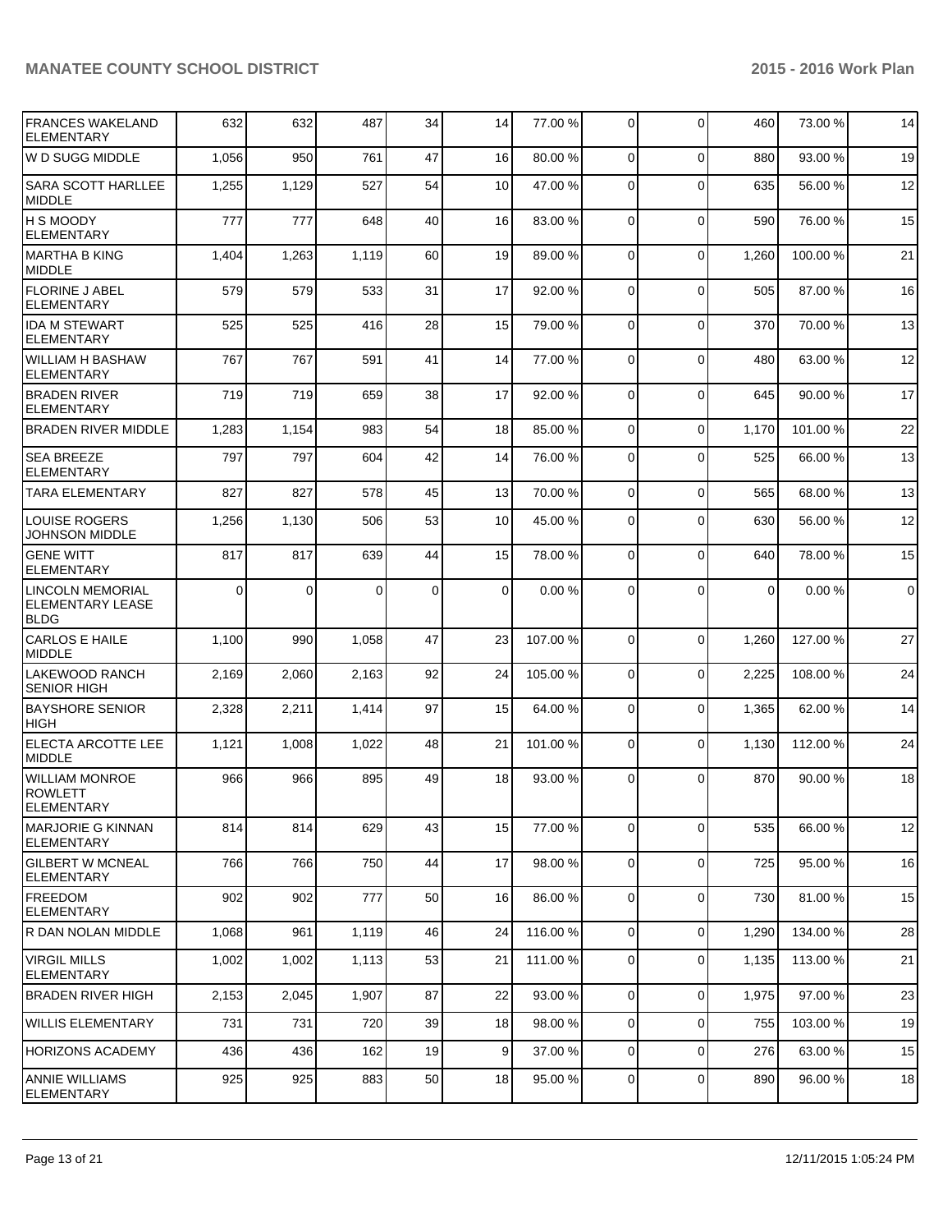| | | | | | | | | | | |
|---|---|---|---|---|---|---|---|---|---|---|
| FRANCES WAKELAND ELEMENTARY | 632 | 632 | 487 | 34 | 14 | 77.00 % | 0 | 0 | 460 | 73.00 % | 14 |
| W D SUGG MIDDLE | 1,056 | 950 | 761 | 47 | 16 | 80.00 % | 0 | 0 | 880 | 93.00 % | 19 |
| SARA SCOTT HARLLEE MIDDLE | 1,255 | 1,129 | 527 | 54 | 10 | 47.00 % | 0 | 0 | 635 | 56.00 % | 12 |
| H S MOODY ELEMENTARY | 777 | 777 | 648 | 40 | 16 | 83.00 % | 0 | 0 | 590 | 76.00 % | 15 |
| MARTHA B KING MIDDLE | 1,404 | 1,263 | 1,119 | 60 | 19 | 89.00 % | 0 | 0 | 1,260 | 100.00 % | 21 |
| FLORINE J ABEL ELEMENTARY | 579 | 579 | 533 | 31 | 17 | 92.00 % | 0 | 0 | 505 | 87.00 % | 16 |
| IDA M STEWART ELEMENTARY | 525 | 525 | 416 | 28 | 15 | 79.00 % | 0 | 0 | 370 | 70.00 % | 13 |
| WILLIAM H BASHAW ELEMENTARY | 767 | 767 | 591 | 41 | 14 | 77.00 % | 0 | 0 | 480 | 63.00 % | 12 |
| BRADEN RIVER ELEMENTARY | 719 | 719 | 659 | 38 | 17 | 92.00 % | 0 | 0 | 645 | 90.00 % | 17 |
| BRADEN RIVER MIDDLE | 1,283 | 1,154 | 983 | 54 | 18 | 85.00 % | 0 | 0 | 1,170 | 101.00 % | 22 |
| SEA BREEZE ELEMENTARY | 797 | 797 | 604 | 42 | 14 | 76.00 % | 0 | 0 | 525 | 66.00 % | 13 |
| TARA ELEMENTARY | 827 | 827 | 578 | 45 | 13 | 70.00 % | 0 | 0 | 565 | 68.00 % | 13 |
| LOUISE ROGERS JOHNSON MIDDLE | 1,256 | 1,130 | 506 | 53 | 10 | 45.00 % | 0 | 0 | 630 | 56.00 % | 12 |
| GENE WITT ELEMENTARY | 817 | 817 | 639 | 44 | 15 | 78.00 % | 0 | 0 | 640 | 78.00 % | 15 |
| LINCOLN MEMORIAL ELEMENTARY LEASE BLDG | 0 | 0 | 0 | 0 | 0 | 0.00 % | 0 | 0 | 0 | 0.00 % | 0 |
| CARLOS E HAILE MIDDLE | 1,100 | 990 | 1,058 | 47 | 23 | 107.00 % | 0 | 0 | 1,260 | 127.00 % | 27 |
| LAKEWOOD RANCH SENIOR HIGH | 2,169 | 2,060 | 2,163 | 92 | 24 | 105.00 % | 0 | 0 | 2,225 | 108.00 % | 24 |
| BAYSHORE SENIOR HIGH | 2,328 | 2,211 | 1,414 | 97 | 15 | 64.00 % | 0 | 0 | 1,365 | 62.00 % | 14 |
| ELECTA ARCOTTE LEE MIDDLE | 1,121 | 1,008 | 1,022 | 48 | 21 | 101.00 % | 0 | 0 | 1,130 | 112.00 % | 24 |
| WILLIAM MONROE ROWLETT ELEMENTARY | 966 | 966 | 895 | 49 | 18 | 93.00 % | 0 | 0 | 870 | 90.00 % | 18 |
| MARJORIE G KINNAN ELEMENTARY | 814 | 814 | 629 | 43 | 15 | 77.00 % | 0 | 0 | 535 | 66.00 % | 12 |
| GILBERT W MCNEAL ELEMENTARY | 766 | 766 | 750 | 44 | 17 | 98.00 % | 0 | 0 | 725 | 95.00 % | 16 |
| FREEDOM ELEMENTARY | 902 | 902 | 777 | 50 | 16 | 86.00 % | 0 | 0 | 730 | 81.00 % | 15 |
| R DAN NOLAN MIDDLE | 1,068 | 961 | 1,119 | 46 | 24 | 116.00 % | 0 | 0 | 1,290 | 134.00 % | 28 |
| VIRGIL MILLS ELEMENTARY | 1,002 | 1,002 | 1,113 | 53 | 21 | 111.00 % | 0 | 0 | 1,135 | 113.00 % | 21 |
| BRADEN RIVER HIGH | 2,153 | 2,045 | 1,907 | 87 | 22 | 93.00 % | 0 | 0 | 1,975 | 97.00 % | 23 |
| WILLIS ELEMENTARY | 731 | 731 | 720 | 39 | 18 | 98.00 % | 0 | 0 | 755 | 103.00 % | 19 |
| HORIZONS ACADEMY | 436 | 436 | 162 | 19 | 9 | 37.00 % | 0 | 0 | 276 | 63.00 % | 15 |
| ANNIE WILLIAMS ELEMENTARY | 925 | 925 | 883 | 50 | 18 | 95.00 % | 0 | 0 | 890 | 96.00 % | 18 |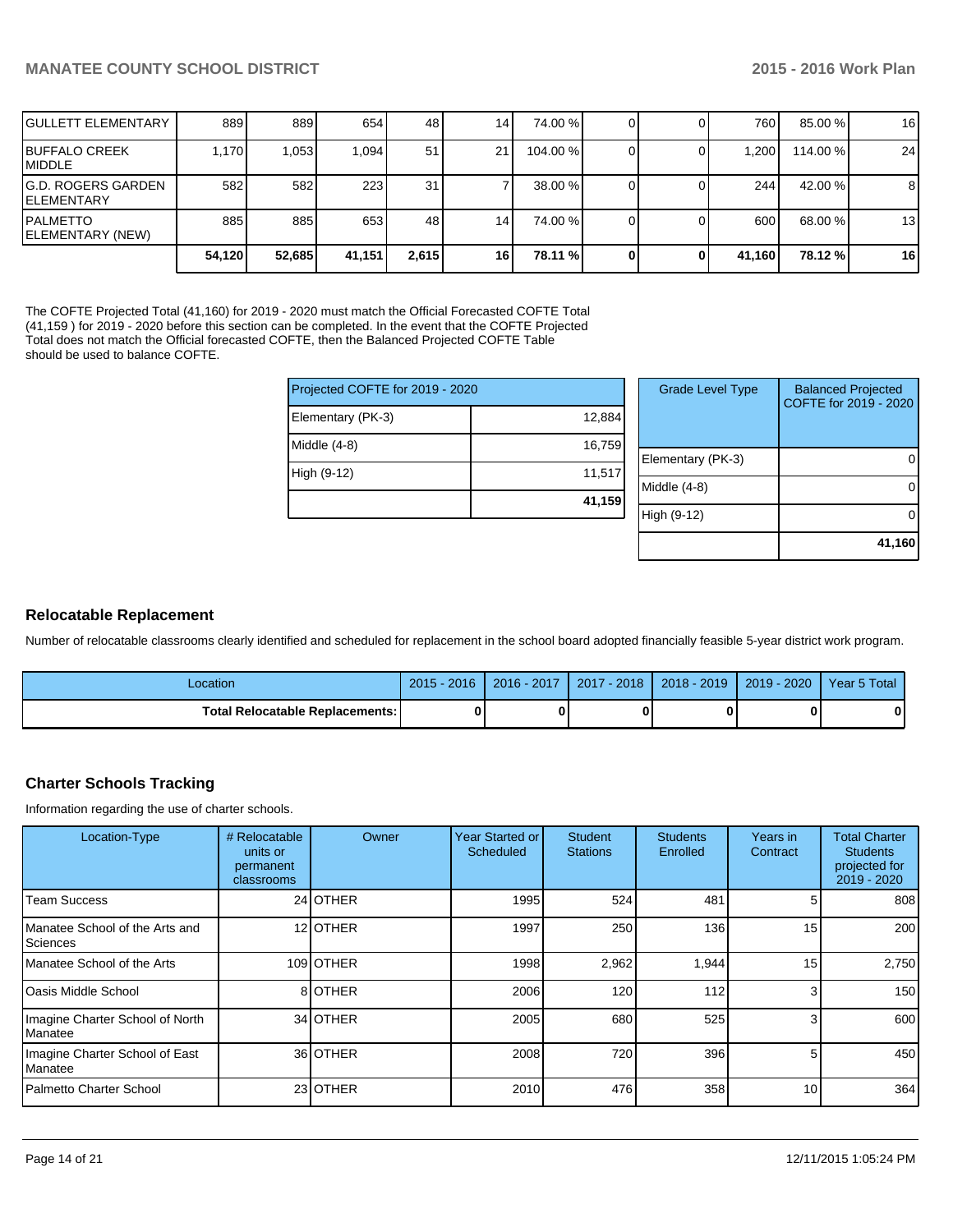| | | | | | | | | | | | |
|---|---|---|---|---|---|---|---|---|---|---|---|
| GULLETT ELEMENTARY | 889 | 889 | 654 | 48 | 14 | 74.00 % | 0 | 0 | 760 | 85.00 % | 16 |
| BUFFALO CREEK MIDDLE | 1,170 | 1,053 | 1,094 | 51 | 21 | 104.00 % | 0 | 0 | 1,200 | 114.00 % | 24 |
| G.D. ROGERS GARDEN ELEMENTARY | 582 | 582 | 223 | 31 | 7 | 38.00 % | 0 | 0 | 244 | 42.00 % | 8 |
| PALMETTO ELEMENTARY (NEW) | 885 | 885 | 653 | 48 | 14 | 74.00 % | 0 | 0 | 600 | 68.00 % | 13 |
| | **54,120** | **52,685** | **41,151** | **2,615** | **16** | **78.11 %** | **0** | **0** | **41,160** | **78.12 %** | **16** |

The COFTE Projected Total (41,160) for 2019 - 2020 must match the Official Forecasted COFTE Total (41,159 ) for 2019 - 2020 before this section can be completed. In the event that the COFTE Projected Total does not match the Official forecasted COFTE, then the Balanced Projected COFTE Table should be used to balance COFTE.

| Projected COFTE for 2019 - 2020 | |
|---|---|
| Elementary (PK-3) | 12,884 |
| Middle (4-8) | 16,759 |
| High (9-12) | 11,517 |
| | **41,159** |

| Grade Level Type | Balanced Projected COFTE for 2019 - 2020 |
|---|---|
| Elementary (PK-3) | 0 |
| Middle (4-8) | 0 |
| High (9-12) | 0 |
| | **41,160** |

## Relocatable Replacement

Number of relocatable classrooms clearly identified and scheduled for replacement in the school board adopted financially feasible 5-year district work program.

| Location | 2015 - 2016 | 2016 - 2017 | 2017 - 2018 | 2018 - 2019 | 2019 - 2020 | Year 5 Total |
|---|---|---|---|---|---|---|
| **Total Relocatable Replacements:** | **0** | **0** | **0** | **0** | **0** | **0** |

## Charter Schools Tracking

Information regarding the use of charter schools.

| Location-Type | # Relocatable units or permanent classrooms | Owner | Year Started or Scheduled | Student Stations | Students Enrolled | Years in Contract | Total Charter Students projected for 2019 - 2020 |
|---|---|---|---|---|---|---|---|
| Team Success | 24 | OTHER | 1995 | 524 | 481 | 5 | 808 |
| Manatee School of the Arts and Sciences | 12 | OTHER | 1997 | 250 | 136 | 15 | 200 |
| Manatee School of the Arts | 109 | OTHER | 1998 | 2,962 | 1,944 | 15 | 2,750 |
| Oasis Middle School | 8 | OTHER | 2006 | 120 | 112 | 3 | 150 |
| Imagine Charter School of North Manatee | 34 | OTHER | 2005 | 680 | 525 | 3 | 600 |
| Imagine Charter School of East Manatee | 36 | OTHER | 2008 | 720 | 396 | 5 | 450 |
| Palmetto Charter School | 23 | OTHER | 2010 | 476 | 358 | 10 | 364 |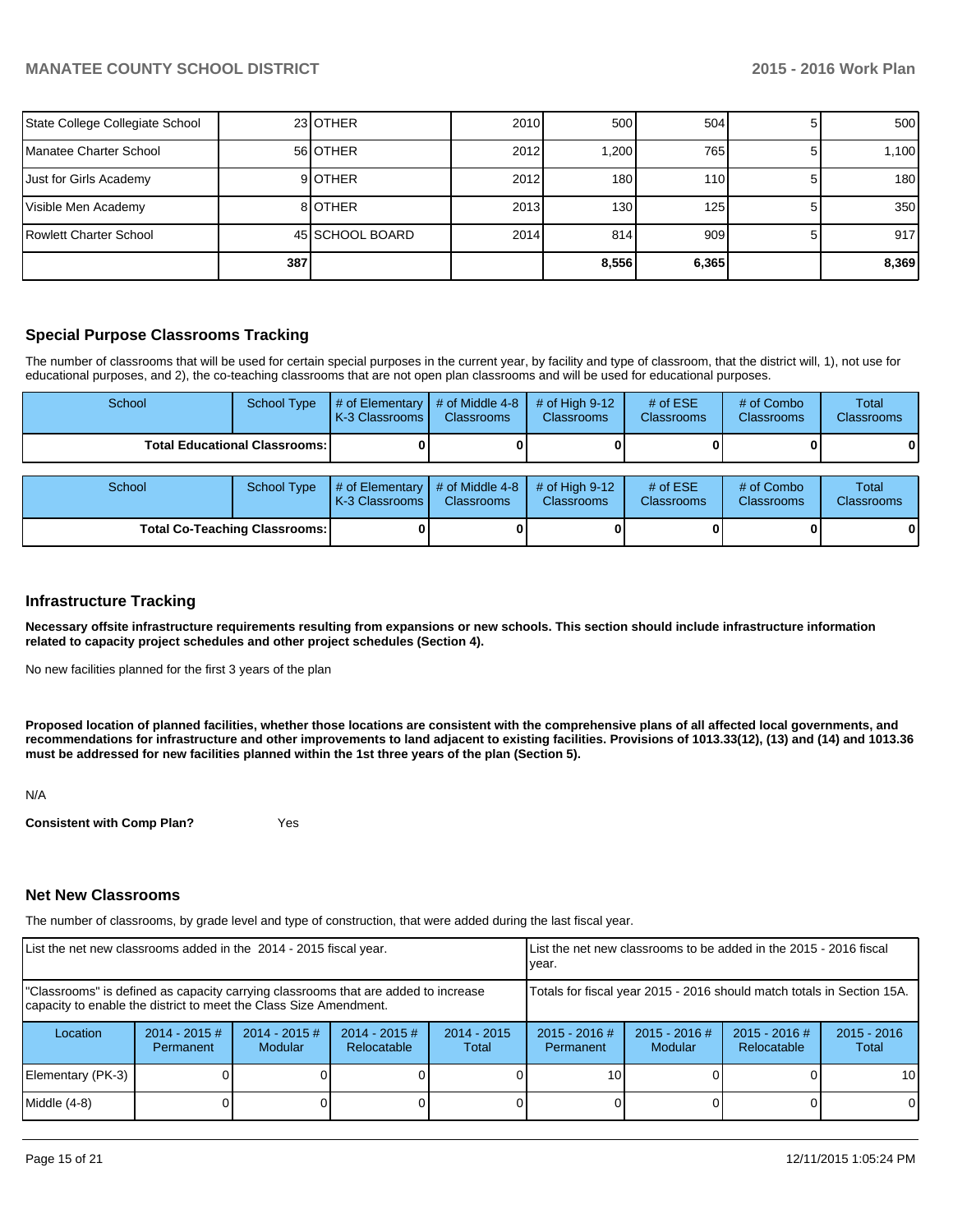| | | | | | | | |
|---|---|---|---|---|---|---|---|
| State College Collegiate School | 23 | OTHER | 2010 | 500 | 504 | 5 | 500 |
| Manatee Charter School | 56 | OTHER | 2012 | 1,200 | 765 | 5 | 1,100 |
| Just for Girls Academy | 9 | OTHER | 2012 | 180 | 110 | 5 | 180 |
| Visible Men Academy | 8 | OTHER | 2013 | 130 | 125 | 5 | 350 |
| Rowlett Charter School | 45 | SCHOOL BOARD | 2014 | 814 | 909 | 5 | 917 |
| | **387** | | | **8,556** | **6,365** | | **8,369** |

## Special Purpose Classrooms Tracking

The number of classrooms that will be used for certain special purposes in the current year, by facility and type of classroom, that the district will, 1), not use for educational purposes, and 2), the co-teaching classrooms that are not open plan classrooms and will be used for educational purposes.

| School | School Type | # of Elementary K-3 Classrooms | # of Middle 4-8 Classrooms | # of High 9-12 Classrooms | # of ESE Classrooms | # of Combo Classrooms | Total Classrooms |
|---|---|---|---|---|---|---|---|
| **Total Educational Classrooms:** | | **0** | **0** | **0** | **0** | **0** | **0** |

| School | School Type | # of Elementary K-3 Classrooms | # of Middle 4-8 Classrooms | # of High 9-12 Classrooms | # of ESE Classrooms | # of Combo Classrooms | Total Classrooms |
|---|---|---|---|---|---|---|---|
| **Total Co-Teaching Classrooms:** | | **0** | **0** | **0** | **0** | **0** | **0** |

## Infrastructure Tracking

**Necessary offsite infrastructure requirements resulting from expansions or new schools. This section should include infrastructure information related to capacity project schedules and other project schedules (Section 4).**

No new facilities planned for the first 3 years of the plan

**Proposed location of planned facilities, whether those locations are consistent with the comprehensive plans of all affected local governments, and recommendations for infrastructure and other improvements to land adjacent to existing facilities. Provisions of 1013.33(12), (13) and (14) and 1013.36 must be addressed for new facilities planned within the 1st three years of the plan (Section 5).**

N/A

**Consistent with Comp Plan?** Yes

## Net New Classrooms

The number of classrooms, by grade level and type of construction, that were added during the last fiscal year.

| List the net new classrooms added in the 2014 - 2015 fiscal year. | | | | | List the net new classrooms to be added in the 2015 - 2016 fiscal year. | | | |
|---|---|---|---|---|---|---|---|---|
| "Classrooms" is defined as capacity carrying classrooms that are added to increase capacity to enable the district to meet the Class Size Amendment. | | | | | Totals for fiscal year 2015 - 2016 should match totals in Section 15A. | | | |
| Location | 2014 - 2015 # Permanent | 2014 - 2015 # Modular | 2014 - 2015 # Relocatable | 2014 - 2015 Total | 2015 - 2016 # Permanent | 2015 - 2016 # Modular | 2015 - 2016 # Relocatable | 2015 - 2016 Total |
| Elementary (PK-3) | 0 | 0 | 0 | 0 | 10 | 0 | 0 | 10 |
| Middle (4-8) | 0 | 0 | 0 | 0 | 0 | 0 | 0 | 0 |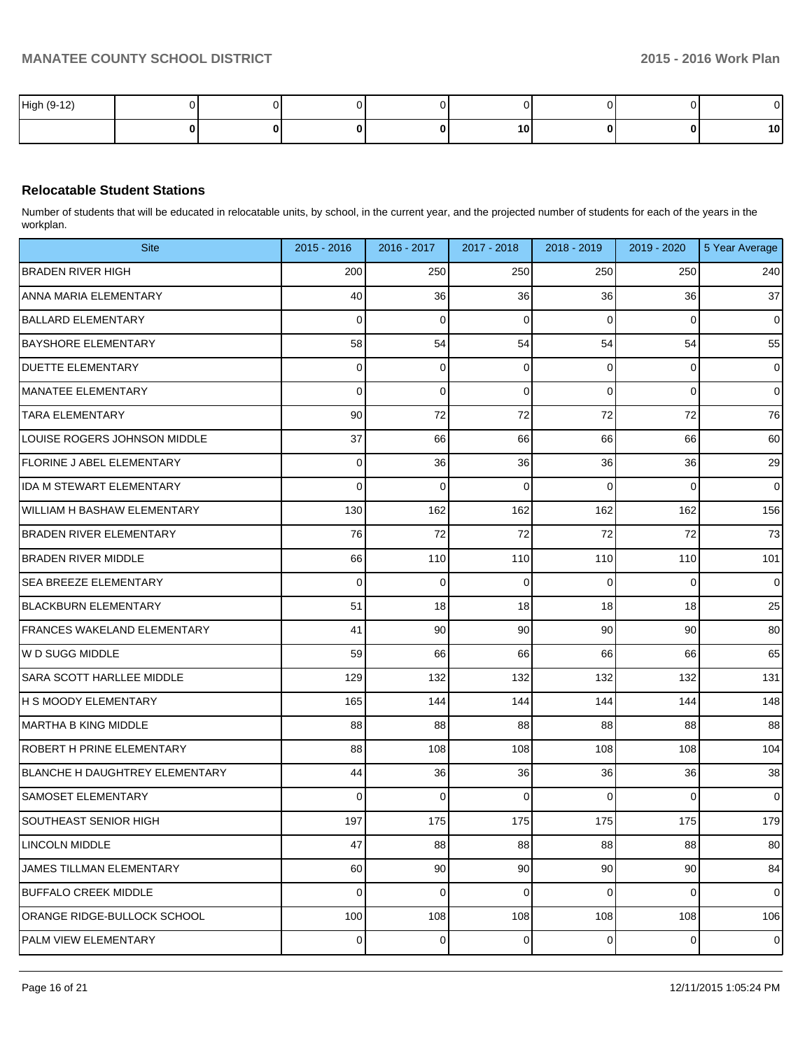| High (9-12) | 0 | 0 | 0 | 0 | 0 | 0 | 0 | 0 |
|---|---|---|---|---|---|---|---|---|
| | **0** | **0** | **0** | **0** | **10** | **0** | **0** | **10** |

### Relocatable Student Stations

Number of students that will be educated in relocatable units, by school, in the current year, and the projected number of students for each of the years in the workplan.

| Site | 2015 - 2016 | 2016 - 2017 | 2017 - 2018 | 2018 - 2019 | 2019 - 2020 | 5 Year Average |
|---|---|---|---|---|---|---|
| BRADEN RIVER HIGH | 200 | 250 | 250 | 250 | 250 | 240 |
| ANNA MARIA ELEMENTARY | 40 | 36 | 36 | 36 | 36 | 37 |
| BALLARD ELEMENTARY | 0 | 0 | 0 | 0 | 0 | 0 |
| BAYSHORE ELEMENTARY | 58 | 54 | 54 | 54 | 54 | 55 |
| DUETTE ELEMENTARY | 0 | 0 | 0 | 0 | 0 | 0 |
| MANATEE ELEMENTARY | 0 | 0 | 0 | 0 | 0 | 0 |
| TARA ELEMENTARY | 90 | 72 | 72 | 72 | 72 | 76 |
| LOUISE ROGERS JOHNSON MIDDLE | 37 | 66 | 66 | 66 | 66 | 60 |
| FLORINE J ABEL ELEMENTARY | 0 | 36 | 36 | 36 | 36 | 29 |
| IDA M STEWART ELEMENTARY | 0 | 0 | 0 | 0 | 0 | 0 |
| WILLIAM H BASHAW ELEMENTARY | 130 | 162 | 162 | 162 | 162 | 156 |
| BRADEN RIVER ELEMENTARY | 76 | 72 | 72 | 72 | 72 | 73 |
| BRADEN RIVER MIDDLE | 66 | 110 | 110 | 110 | 110 | 101 |
| SEA BREEZE ELEMENTARY | 0 | 0 | 0 | 0 | 0 | 0 |
| BLACKBURN ELEMENTARY | 51 | 18 | 18 | 18 | 18 | 25 |
| FRANCES WAKELAND ELEMENTARY | 41 | 90 | 90 | 90 | 90 | 80 |
| W D SUGG MIDDLE | 59 | 66 | 66 | 66 | 66 | 65 |
| SARA SCOTT HARLLEE MIDDLE | 129 | 132 | 132 | 132 | 132 | 131 |
| H S MOODY ELEMENTARY | 165 | 144 | 144 | 144 | 144 | 148 |
| MARTHA B KING MIDDLE | 88 | 88 | 88 | 88 | 88 | 88 |
| ROBERT H PRINE ELEMENTARY | 88 | 108 | 108 | 108 | 108 | 104 |
| BLANCHE H DAUGHTREY ELEMENTARY | 44 | 36 | 36 | 36 | 36 | 38 |
| SAMOSET ELEMENTARY | 0 | 0 | 0 | 0 | 0 | 0 |
| SOUTHEAST SENIOR HIGH | 197 | 175 | 175 | 175 | 175 | 179 |
| LINCOLN MIDDLE | 47 | 88 | 88 | 88 | 88 | 80 |
| JAMES TILLMAN ELEMENTARY | 60 | 90 | 90 | 90 | 90 | 84 |
| BUFFALO CREEK MIDDLE | 0 | 0 | 0 | 0 | 0 | 0 |
| ORANGE RIDGE-BULLOCK SCHOOL | 100 | 108 | 108 | 108 | 108 | 106 |
| PALM VIEW ELEMENTARY | 0 | 0 | 0 | 0 | 0 | 0 |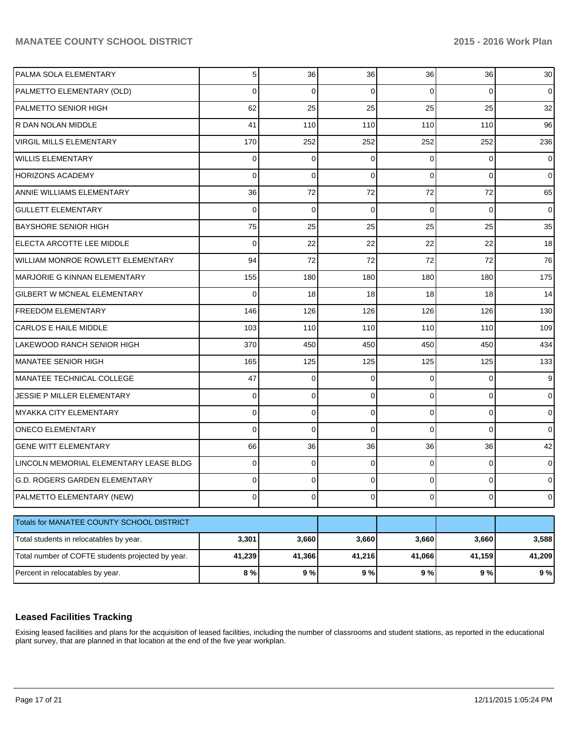| PALMA SOLA ELEMENTARY | 5 | 36 | 36 | 36 | 36 | 30 |
|---|---|---|---|---|---|---|
| PALMETTO ELEMENTARY (OLD) | 0 | 0 | 0 | 0 | 0 | 0 |
| PALMETTO SENIOR HIGH | 62 | 25 | 25 | 25 | 25 | 32 |
| R DAN NOLAN MIDDLE | 41 | 110 | 110 | 110 | 110 | 96 |
| VIRGIL MILLS ELEMENTARY | 170 | 252 | 252 | 252 | 252 | 236 |
| WILLIS ELEMENTARY | 0 | 0 | 0 | 0 | 0 | 0 |
| HORIZONS ACADEMY | 0 | 0 | 0 | 0 | 0 | 0 |
| ANNIE WILLIAMS ELEMENTARY | 36 | 72 | 72 | 72 | 72 | 65 |
| GULLETT ELEMENTARY | 0 | 0 | 0 | 0 | 0 | 0 |
| BAYSHORE SENIOR HIGH | 75 | 25 | 25 | 25 | 25 | 35 |
| ELECTA ARCOTTE LEE MIDDLE | 0 | 22 | 22 | 22 | 22 | 18 |
| WILLIAM MONROE ROWLETT ELEMENTARY | 94 | 72 | 72 | 72 | 72 | 76 |
| MARJORIE G KINNAN ELEMENTARY | 155 | 180 | 180 | 180 | 180 | 175 |
| GILBERT W MCNEAL ELEMENTARY | 0 | 18 | 18 | 18 | 18 | 14 |
| FREEDOM ELEMENTARY | 146 | 126 | 126 | 126 | 126 | 130 |
| CARLOS E HAILE MIDDLE | 103 | 110 | 110 | 110 | 110 | 109 |
| LAKEWOOD RANCH SENIOR HIGH | 370 | 450 | 450 | 450 | 450 | 434 |
| MANATEE SENIOR HIGH | 165 | 125 | 125 | 125 | 125 | 133 |
| MANATEE TECHNICAL COLLEGE | 47 | 0 | 0 | 0 | 0 | 9 |
| JESSIE P MILLER ELEMENTARY | 0 | 0 | 0 | 0 | 0 | 0 |
| MYAKKA CITY ELEMENTARY | 0 | 0 | 0 | 0 | 0 | 0 |
| ONECO ELEMENTARY | 0 | 0 | 0 | 0 | 0 | 0 |
| GENE WITT ELEMENTARY | 66 | 36 | 36 | 36 | 36 | 42 |
| LINCOLN MEMORIAL ELEMENTARY LEASE BLDG | 0 | 0 | 0 | 0 | 0 | 0 |
| G.D. ROGERS GARDEN ELEMENTARY | 0 | 0 | 0 | 0 | 0 | 0 |
| PALMETTO ELEMENTARY (NEW) | 0 | 0 | 0 | 0 | 0 | 0 |

| Totals for MANATEE COUNTY SCHOOL DISTRICT | | | | | | |
|---|---|---|---|---|---|---|
| Total students in relocatables by year. | **3,301** | **3,660** | **3,660** | **3,660** | **3,660** | **3,588** |
| Total number of COFTE students projected by year. | **41,239** | **41,366** | **41,216** | **41,066** | **41,159** | **41,209** |
| Percent in relocatables by year. | **8 %** | **9 %** | **9 %** | **9 %** | **9 %** | **9 %** |

## Leased Facilities Tracking

Exising leased facilities and plans for the acquisition of leased facilities, including the number of classrooms and student stations, as reported in the educational plant survey, that are planned in that location at the end of the five year workplan.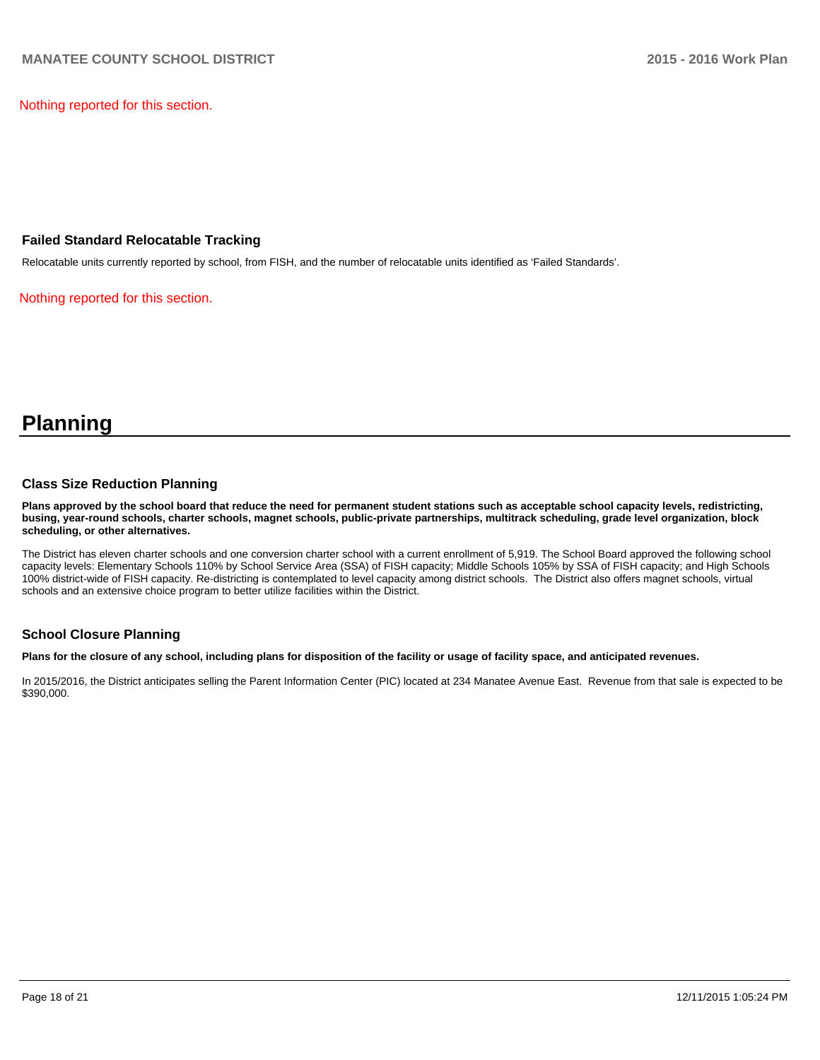Nothing reported for this section.

### Failed Standard Relocatable Tracking

Relocatable units currently reported by school, from FISH, and the number of relocatable units identified as 'Failed Standards'.

Nothing reported for this section.

# Planning

### Class Size Reduction Planning

**Plans approved by the school board that reduce the need for permanent student stations such as acceptable school capacity levels, redistricting, busing, year-round schools, charter schools, magnet schools, public-private partnerships, multitrack scheduling, grade level organization, block scheduling, or other alternatives.**

The District has eleven charter schools and one conversion charter school with a current enrollment of 5,919. The School Board approved the following school capacity levels: Elementary Schools 110% by School Service Area (SSA) of FISH capacity; Middle Schools 105% by SSA of FISH capacity; and High Schools 100% district-wide of FISH capacity. Re-districting is contemplated to level capacity among district schools. The District also offers magnet schools, virtual schools and an extensive choice program to better utilize facilities within the District.

### School Closure Planning

**Plans for the closure of any school, including plans for disposition of the facility or usage of facility space, and anticipated revenues.**

In 2015/2016, the District anticipates selling the Parent Information Center (PIC) located at 234 Manatee Avenue East. Revenue from that sale is expected to be $390,000.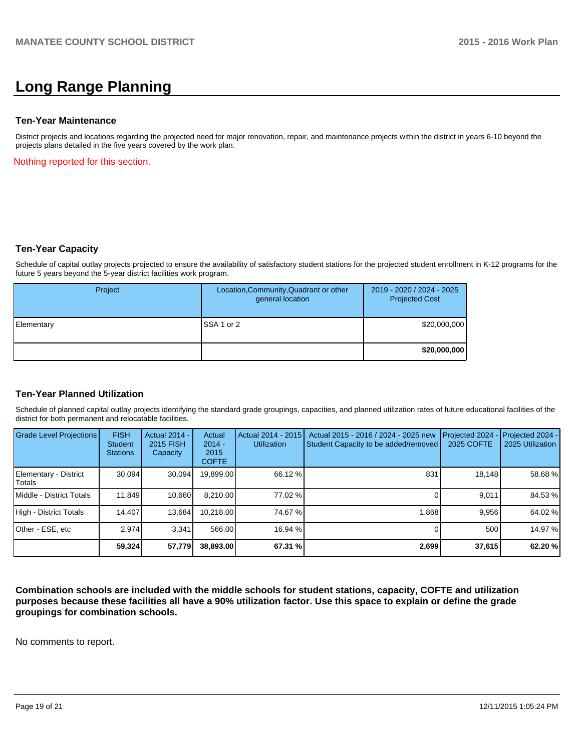# Long Range Planning

### Ten-Year Maintenance

District projects and locations regarding the projected need for major renovation, repair, and maintenance projects within the district in years 6-10 beyond the projects plans detailed in the five years covered by the work plan.

Nothing reported for this section.

### Ten-Year Capacity

Schedule of capital outlay projects projected to ensure the availability of satisfactory student stations for the projected student enrollment in K-12 programs for the future 5 years beyond the 5-year district facilities work program.

| Project | Location,Community,Quadrant or other general location | 2019 - 2020 / 2024 - 2025 Projected Cost |
|---|---|---|
| Elementary | SSA 1 or 2 | $20,000,000 |
| | | **$20,000,000** |

### Ten-Year Planned Utilization

Schedule of planned capital outlay projects identifying the standard grade groupings, capacities, and planned utilization rates of future educational facilities of the district for both permanent and relocatable facilities.

| Grade Level Projections | FISH Student Stations | Actual 2014 - 2015 FISH Capacity | Actual 2014 - 2015 COFTE | Actual 2014 - 2015 Utilization | Actual 2015 - 2016 / 2024 - 2025 new Student Capacity to be added/removed | Projected 2024 - 2025 COFTE | Projected 2024 - 2025 Utilization |
|---|---|---|---|---|---|---|---|
| Elementary - District Totals | 30,094 | 30,094 | 19,899.00 | 66.12 % | 831 | 18,148 | 58.68 % |
| Middle - District Totals | 11,849 | 10,660 | 8,210.00 | 77.02 % | 0 | 9,011 | 84.53 % |
| High - District Totals | 14,407 | 13,684 | 10,218.00 | 74.67 % | 1,868 | 9,956 | 64.02 % |
| Other - ESE, etc | 2,974 | 3,341 | 566.00 | 16.94 % | 0 | 500 | 14.97 % |
| | **59,324** | **57,779** | **38,893.00** | **67.31 %** | **2,699** | **37,615** | **62.20 %** |

**Combination schools are included with the middle schools for student stations, capacity, COFTE and utilization purposes because these facilities all have a 90% utilization factor. Use this space to explain or define the grade groupings for combination schools.**

No comments to report.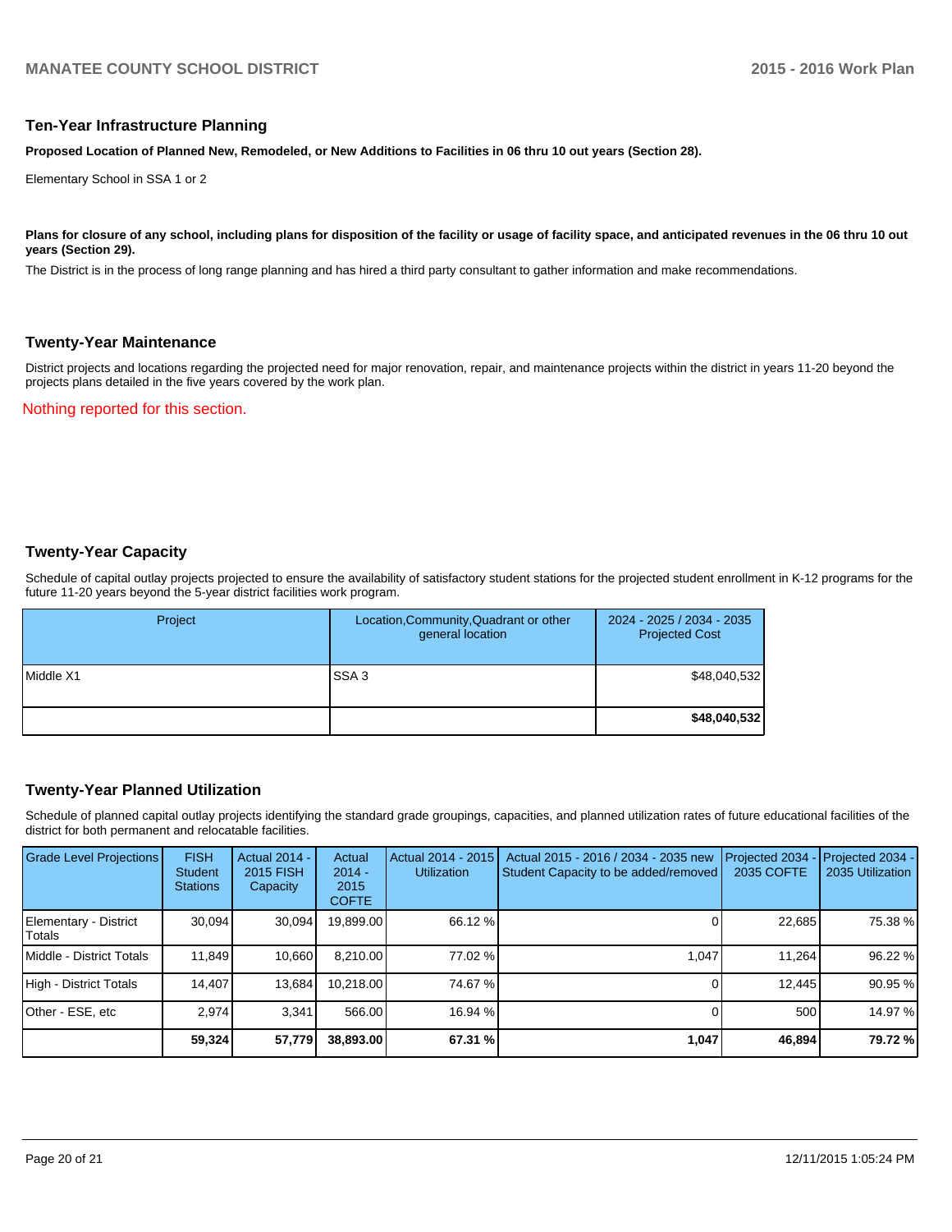## Ten-Year Infrastructure Planning

**Proposed Location of Planned New, Remodeled, or New Additions to Facilities in 06 thru 10 out years (Section 28).**

Elementary School in SSA 1 or 2

**Plans for closure of any school, including plans for disposition of the facility or usage of facility space, and anticipated revenues in the 06 thru 10 out years (Section 29).**

The District is in the process of long range planning and has hired a third party consultant to gather information and make recommendations.

## Twenty-Year Maintenance

District projects and locations regarding the projected need for major renovation, repair, and maintenance projects within the district in years 11-20 beyond the projects plans detailed in the five years covered by the work plan.

Nothing reported for this section.

## Twenty-Year Capacity

Schedule of capital outlay projects projected to ensure the availability of satisfactory student stations for the projected student enrollment in K-12 programs for the future 11-20 years beyond the 5-year district facilities work program.

| Project | Location,Community,Quadrant or other general location | 2024 - 2025 / 2034 - 2035 Projected Cost |
|---|---|---|
| Middle X1 | SSA 3 | $48,040,532 |
| | | **$48,040,532** |

## Twenty-Year Planned Utilization

Schedule of planned capital outlay projects identifying the standard grade groupings, capacities, and planned utilization rates of future educational facilities of the district for both permanent and relocatable facilities.

| Grade Level Projections | FISH Student Stations | Actual 2014 - 2015 FISH Capacity | Actual 2014 - 2015 COFTE | Actual 2014 - 2015 Utilization | Actual 2015 - 2016 / 2034 - 2035 new Student Capacity to be added/removed | Projected 2034 - 2035 COFTE | Projected 2034 - 2035 Utilization |
|---|---|---|---|---|---|---|---|
| Elementary - District Totals | 30,094 | 30,094 | 19,899.00 | 66.12 % | 0 | 22,685 | 75.38 % |
| Middle - District Totals | 11,849 | 10,660 | 8,210.00 | 77.02 % | 1,047 | 11,264 | 96.22 % |
| High - District Totals | 14,407 | 13,684 | 10,218.00 | 74.67 % | 0 | 12,445 | 90.95 % |
| Other - ESE, etc | 2,974 | 3,341 | 566.00 | 16.94 % | 0 | 500 | 14.97 % |
| | **59,324** | **57,779** | **38,893.00** | **67.31 %** | **1,047** | **46,894** | **79.72 %** |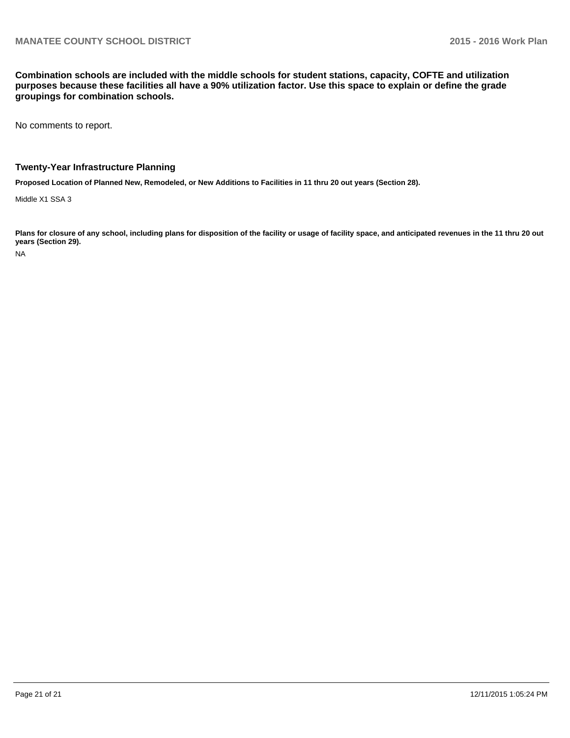**Combination schools are included with the middle schools for student stations, capacity, COFTE and utilization purposes because these facilities all have a 90% utilization factor. Use this space to explain or define the grade groupings for combination schools.**

No comments to report.

## Twenty-Year Infrastructure Planning

**Proposed Location of Planned New, Remodeled, or New Additions to Facilities in 11 thru 20 out years (Section 28).**

Middle X1 SSA 3

**Plans for closure of any school, including plans for disposition of the facility or usage of facility space, and anticipated revenues in the 11 thru 20 out years (Section 29).**

NA